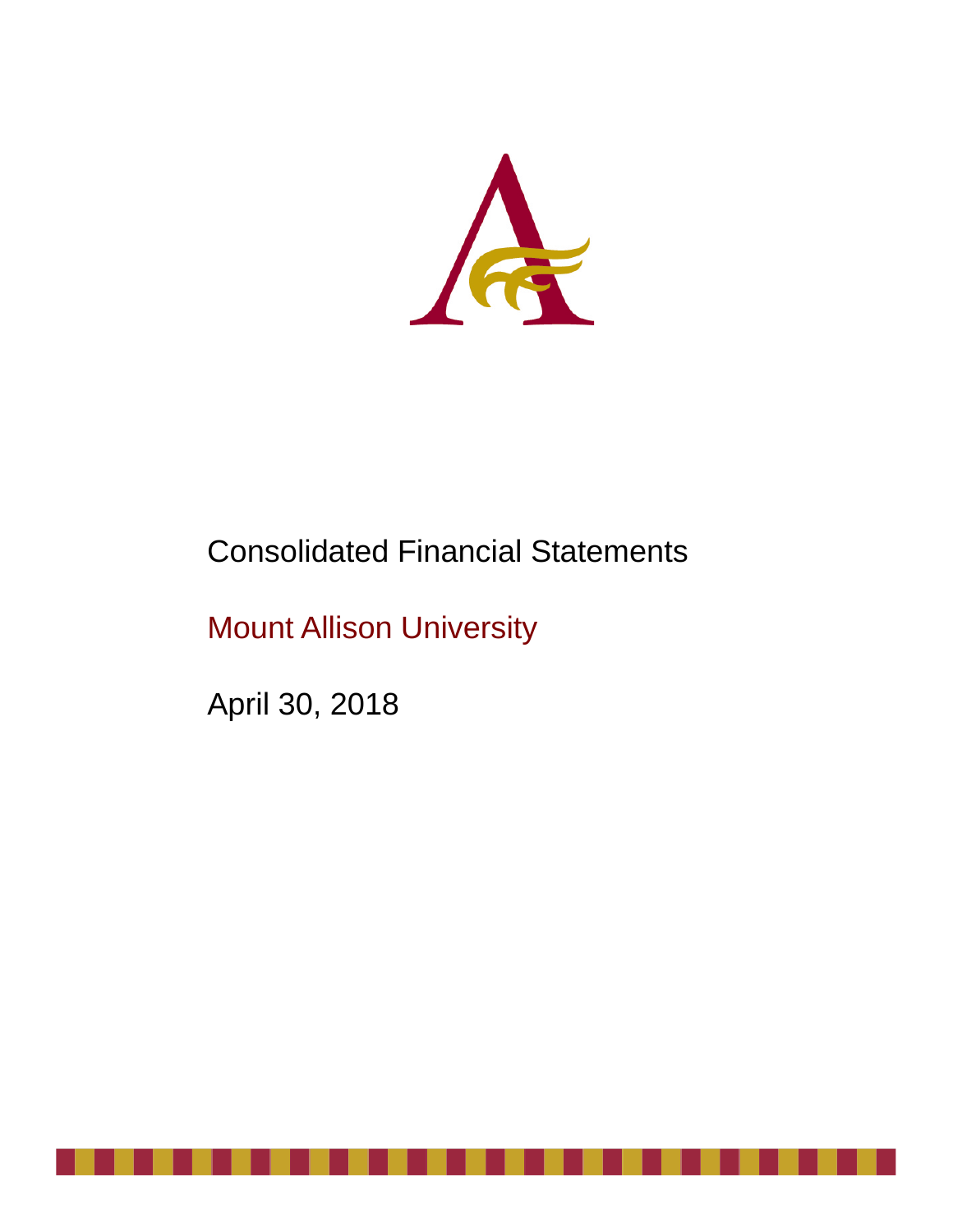# Consolidated Financial Statements

## Mount Allison University

April 30, 2018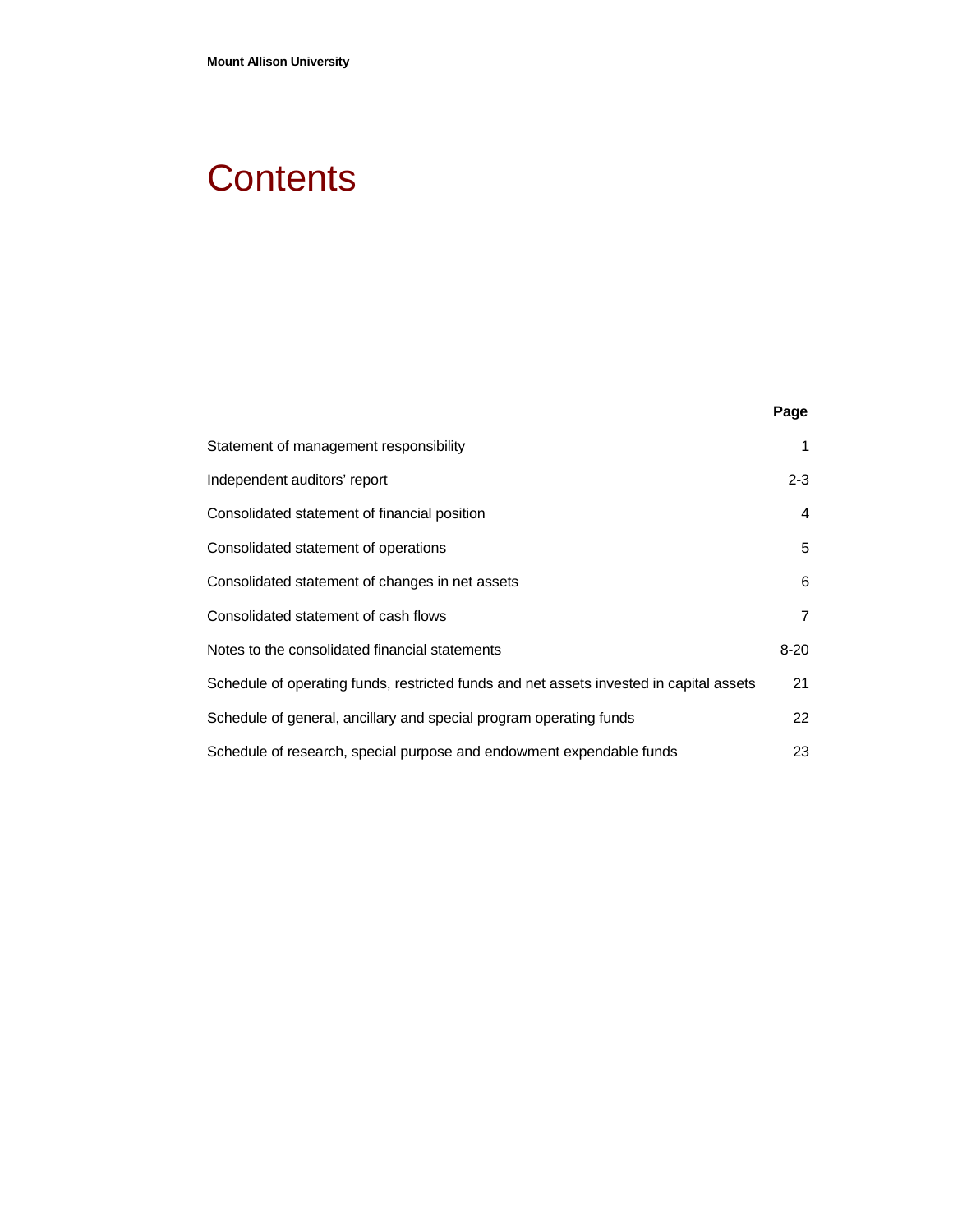# Contents

| | Page |
|---|---|
| Statement of management responsibility | 1 |
| Independent auditors' report | 2-3 |
| Consolidated statement of financial position | 4 |
| Consolidated statement of operations | 5 |
| Consolidated statement of changes in net assets | 6 |
| Consolidated statement of cash flows | 7 |
| Notes to the consolidated financial statements | 8-20 |
| Schedule of operating funds, restricted funds and net assets invested in capital assets | 21 |
| Schedule of general, ancillary and special program operating funds | 22 |
| Schedule of research, special purpose and endowment expendable funds | 23 |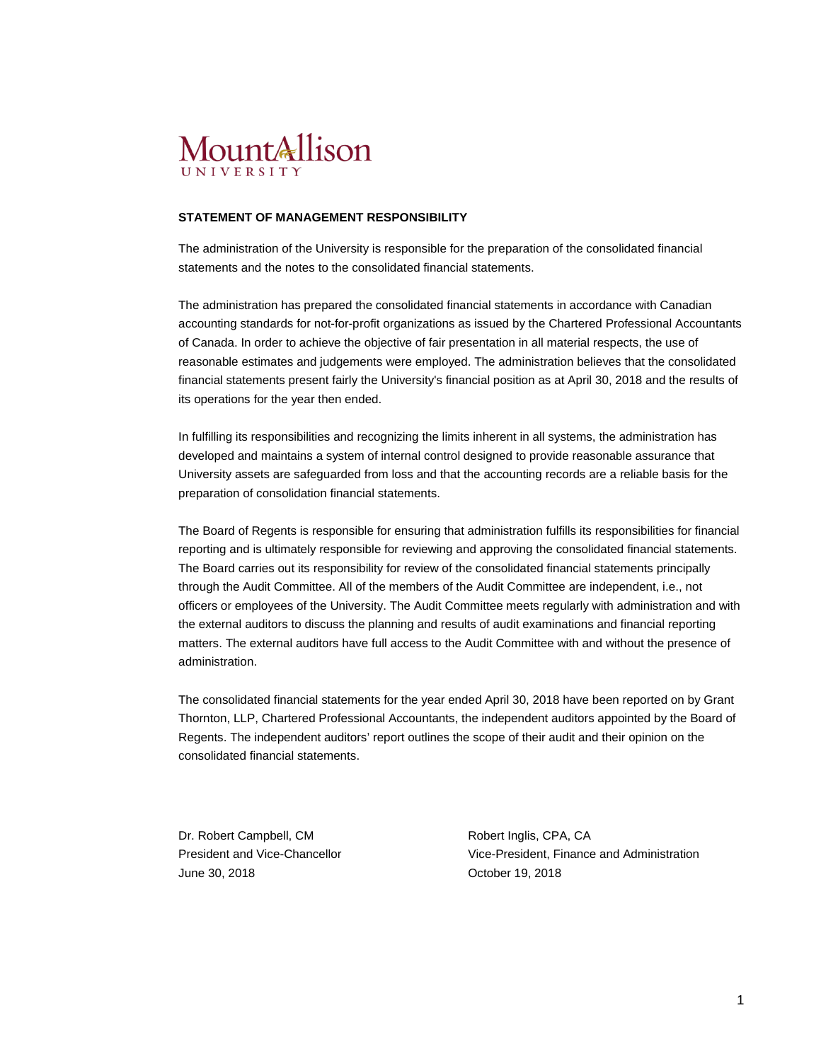Mount Allison
UNIVERSITY

**STATEMENT OF MANAGEMENT RESPONSIBILITY**

The administration of the University is responsible for the preparation of the consolidated financial statements and the notes to the consolidated financial statements.

The administration has prepared the consolidated financial statements in accordance with Canadian accounting standards for not-for-profit organizations as issued by the Chartered Professional Accountants of Canada. In order to achieve the objective of fair presentation in all material respects, the use of reasonable estimates and judgements were employed. The administration believes that the consolidated financial statements present fairly the University's financial position as at April 30, 2018 and the results of its operations for the year then ended.

In fulfilling its responsibilities and recognizing the limits inherent in all systems, the administration has developed and maintains a system of internal control designed to provide reasonable assurance that University assets are safeguarded from loss and that the accounting records are a reliable basis for the preparation of consolidation financial statements.

The Board of Regents is responsible for ensuring that administration fulfills its responsibilities for financial reporting and is ultimately responsible for reviewing and approving the consolidated financial statements. The Board carries out its responsibility for review of the consolidated financial statements principally through the Audit Committee. All of the members of the Audit Committee are independent, i.e., not officers or employees of the University. The Audit Committee meets regularly with administration and with the external auditors to discuss the planning and results of audit examinations and financial reporting matters. The external auditors have full access to the Audit Committee with and without the presence of administration.

The consolidated financial statements for the year ended April 30, 2018 have been reported on by Grant Thornton, LLP, Chartered Professional Accountants, the independent auditors appointed by the Board of Regents. The independent auditors' report outlines the scope of their audit and their opinion on the consolidated financial statements.

Dr. Robert Campbell, CM
President and Vice-Chancellor
June 30, 2018

Robert Inglis, CPA, CA
Vice-President, Finance and Administration
October 19, 2018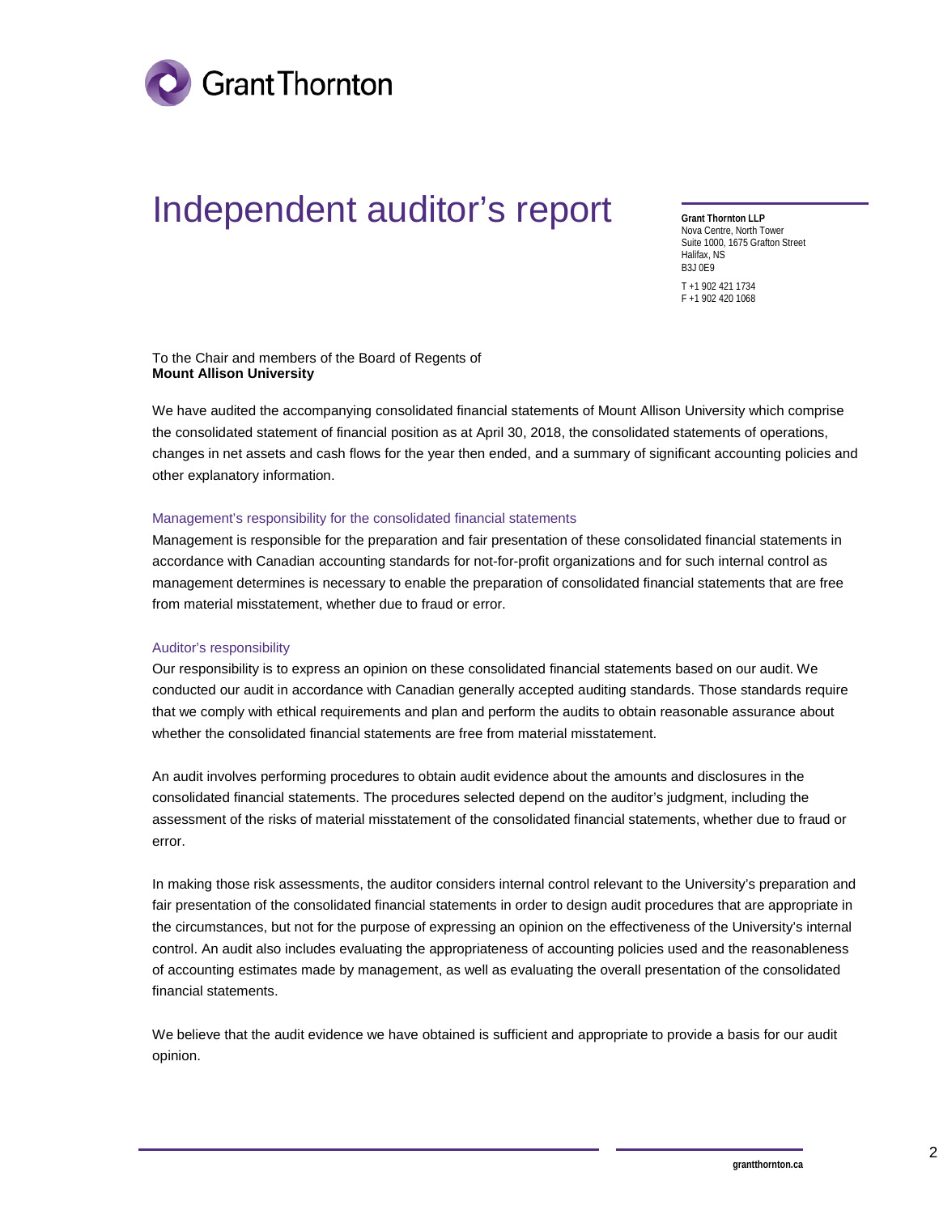# Independent auditor's report

**Grant Thornton LLP**
Nova Centre, North Tower
Suite 1000, 1675 Grafton Street
Halifax, NS
B3J 0E9

T +1 902 421 1734
F +1 902 420 1068

To the Chair and members of the Board of Regents of
**Mount Allison University**

We have audited the accompanying consolidated financial statements of Mount Allison University which comprise the consolidated statement of financial position as at April 30, 2018, the consolidated statements of operations, changes in net assets and cash flows for the year then ended, and a summary of significant accounting policies and other explanatory information.

## Management's responsibility for the consolidated financial statements

Management is responsible for the preparation and fair presentation of these consolidated financial statements in accordance with Canadian accounting standards for not-for-profit organizations and for such internal control as management determines is necessary to enable the preparation of consolidated financial statements that are free from material misstatement, whether due to fraud or error.

## Auditor's responsibility

Our responsibility is to express an opinion on these consolidated financial statements based on our audit. We conducted our audit in accordance with Canadian generally accepted auditing standards. Those standards require that we comply with ethical requirements and plan and perform the audits to obtain reasonable assurance about whether the consolidated financial statements are free from material misstatement.

An audit involves performing procedures to obtain audit evidence about the amounts and disclosures in the consolidated financial statements. The procedures selected depend on the auditor's judgment, including the assessment of the risks of material misstatement of the consolidated financial statements, whether due to fraud or error.

In making those risk assessments, the auditor considers internal control relevant to the University's preparation and fair presentation of the consolidated financial statements in order to design audit procedures that are appropriate in the circumstances, but not for the purpose of expressing an opinion on the effectiveness of the University's internal control. An audit also includes evaluating the appropriateness of accounting policies used and the reasonableness of accounting estimates made by management, as well as evaluating the overall presentation of the consolidated financial statements.

We believe that the audit evidence we have obtained is sufficient and appropriate to provide a basis for our audit opinion.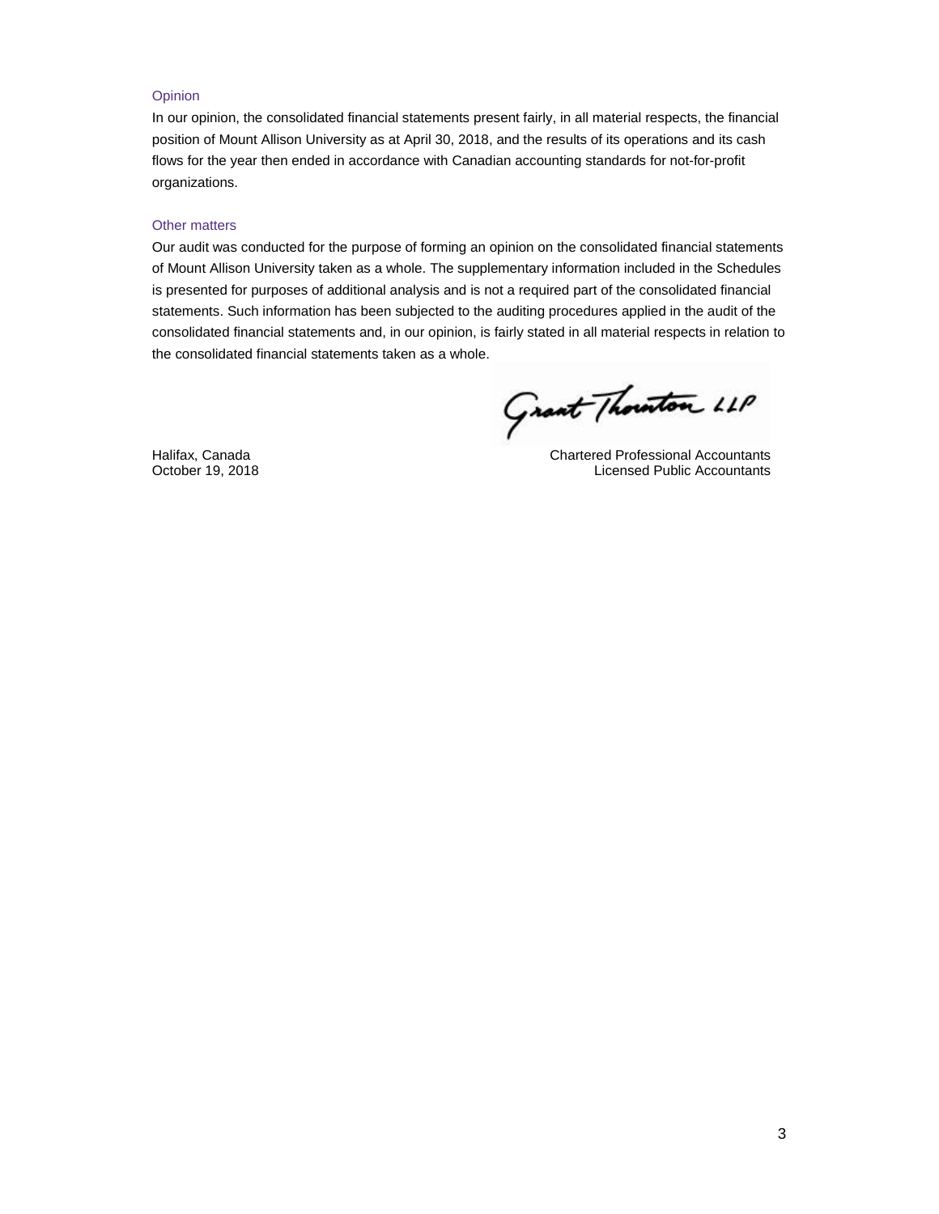### Opinion

In our opinion, the consolidated financial statements present fairly, in all material respects, the financial position of Mount Allison University as at April 30, 2018, and the results of its operations and its cash flows for the year then ended in accordance with Canadian accounting standards for not-for-profit organizations.

### Other matters

Our audit was conducted for the purpose of forming an opinion on the consolidated financial statements of Mount Allison University taken as a whole. The supplementary information included in the Schedules is presented for purposes of additional analysis and is not a required part of the consolidated financial statements. Such information has been subjected to the auditing procedures applied in the audit of the consolidated financial statements and, in our opinion, is fairly stated in all material respects in relation to the consolidated financial statements taken as a whole.

Grant Thornton LLP

Halifax, Canada
October 19, 2018

Chartered Professional Accountants
Licensed Public Accountants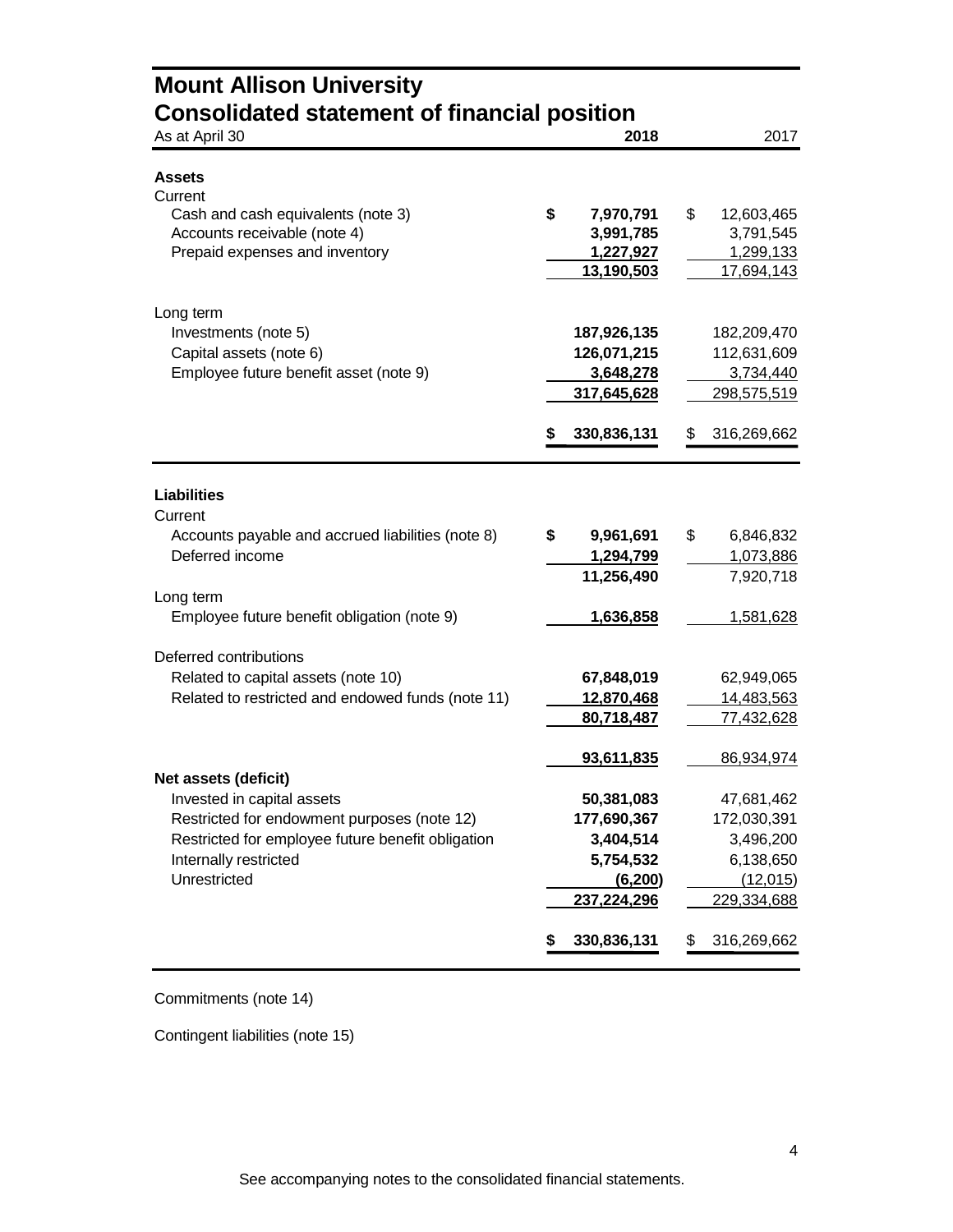# Mount Allison University

## Consolidated statement of financial position

| As at April 30 | 2018 | 2017 |
|---|---|---|
| **Assets** | | |
| Current | | |
| Cash and cash equivalents (note 3) | **$ 7,970,791** | $ 12,603,465 |
| Accounts receivable (note 4) | **3,991,785** | 3,791,545 |
| Prepaid expenses and inventory | **1,227,927** | 1,299,133 |
| | **13,190,503** | 17,694,143 |
| Long term | | |
| Investments (note 5) | **187,926,135** | 182,209,470 |
| Capital assets (note 6) | **126,071,215** | 112,631,609 |
| Employee future benefit asset (note 9) | **3,648,278** | 3,734,440 |
| | **317,645,628** | 298,575,519 |
| | **$ 330,836,131** | $ 316,269,662 |
| **Liabilities** | | |
| Current | | |
| Accounts payable and accrued liabilities (note 8) | **$ 9,961,691** | $ 6,846,832 |
| Deferred income | **1,294,799** | 1,073,886 |
| | **11,256,490** | 7,920,718 |
| Long term | | |
| Employee future benefit obligation (note 9) | **1,636,858** | 1,581,628 |
| Deferred contributions | | |
| Related to capital assets (note 10) | **67,848,019** | 62,949,065 |
| Related to restricted and endowed funds (note 11) | **12,870,468** | 14,483,563 |
| | **80,718,487** | 77,432,628 |
| | **93,611,835** | 86,934,974 |
| **Net assets (deficit)** | | |
| Invested in capital assets | **50,381,083** | 47,681,462 |
| Restricted for endowment purposes (note 12) | **177,690,367** | 172,030,391 |
| Restricted for employee future benefit obligation | **3,404,514** | 3,496,200 |
| Internally restricted | **5,754,532** | 6,138,650 |
| Unrestricted | **(6,200)** | (12,015) |
| | **237,224,296** | 229,334,688 |
| | **$ 330,836,131** | $ 316,269,662 |

Commitments (note 14)

Contingent liabilities (note 15)

See accompanying notes to the consolidated financial statements.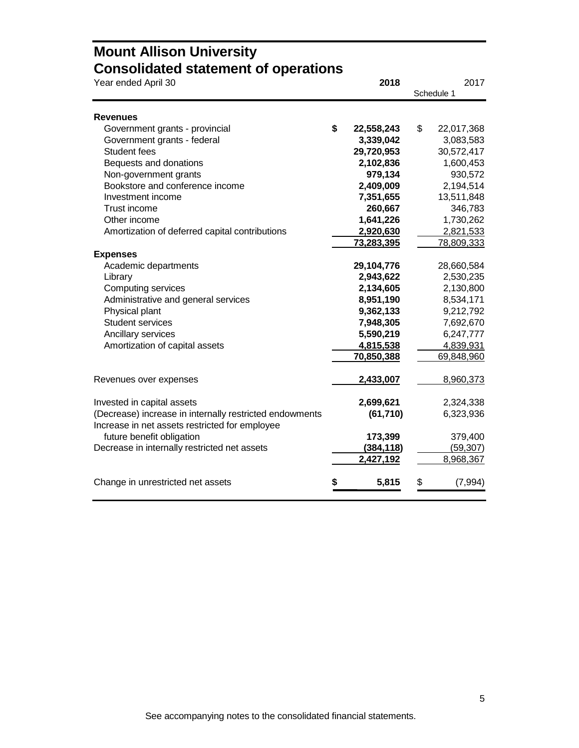# Mount Allison University
## Consolidated statement of operations

| Year ended April 30 | 2018 | 2017 |
|---|---|---|
| | | Schedule 1 |
| **Revenues** | | |
| Government grants - provincial | **$ 22,558,243** | $ 22,017,368 |
| Government grants - federal | **3,339,042** | 3,083,583 |
| Student fees | **29,720,953** | 30,572,417 |
| Bequests and donations | **2,102,836** | 1,600,453 |
| Non-government grants | **979,134** | 930,572 |
| Bookstore and conference income | **2,409,009** | 2,194,514 |
| Investment income | **7,351,655** | 13,511,848 |
| Trust income | **260,667** | 346,783 |
| Other income | **1,641,226** | 1,730,262 |
| Amortization of deferred capital contributions | **2,920,630** | 2,821,533 |
| | **73,283,395** | 78,809,333 |
| **Expenses** | | |
| Academic departments | **29,104,776** | 28,660,584 |
| Library | **2,943,622** | 2,530,235 |
| Computing services | **2,134,605** | 2,130,800 |
| Administrative and general services | **8,951,190** | 8,534,171 |
| Physical plant | **9,362,133** | 9,212,792 |
| Student services | **7,948,305** | 7,692,670 |
| Ancillary services | **5,590,219** | 6,247,777 |
| Amortization of capital assets | **4,815,538** | 4,839,931 |
| | **70,850,388** | 69,848,960 |
| Revenues over expenses | **2,433,007** | 8,960,373 |
| Invested in capital assets | **2,699,621** | 2,324,338 |
| (Decrease) increase in internally restricted endowments | **(61,710)** | 6,323,936 |
| Increase in net assets restricted for employee future benefit obligation | **173,399** | 379,400 |
| Decrease in internally restricted net assets | **(384,118)** | (59,307) |
| | **2,427,192** | 8,968,367 |
| Change in unrestricted net assets | **$ 5,815** | $ (7,994) |

See accompanying notes to the consolidated financial statements.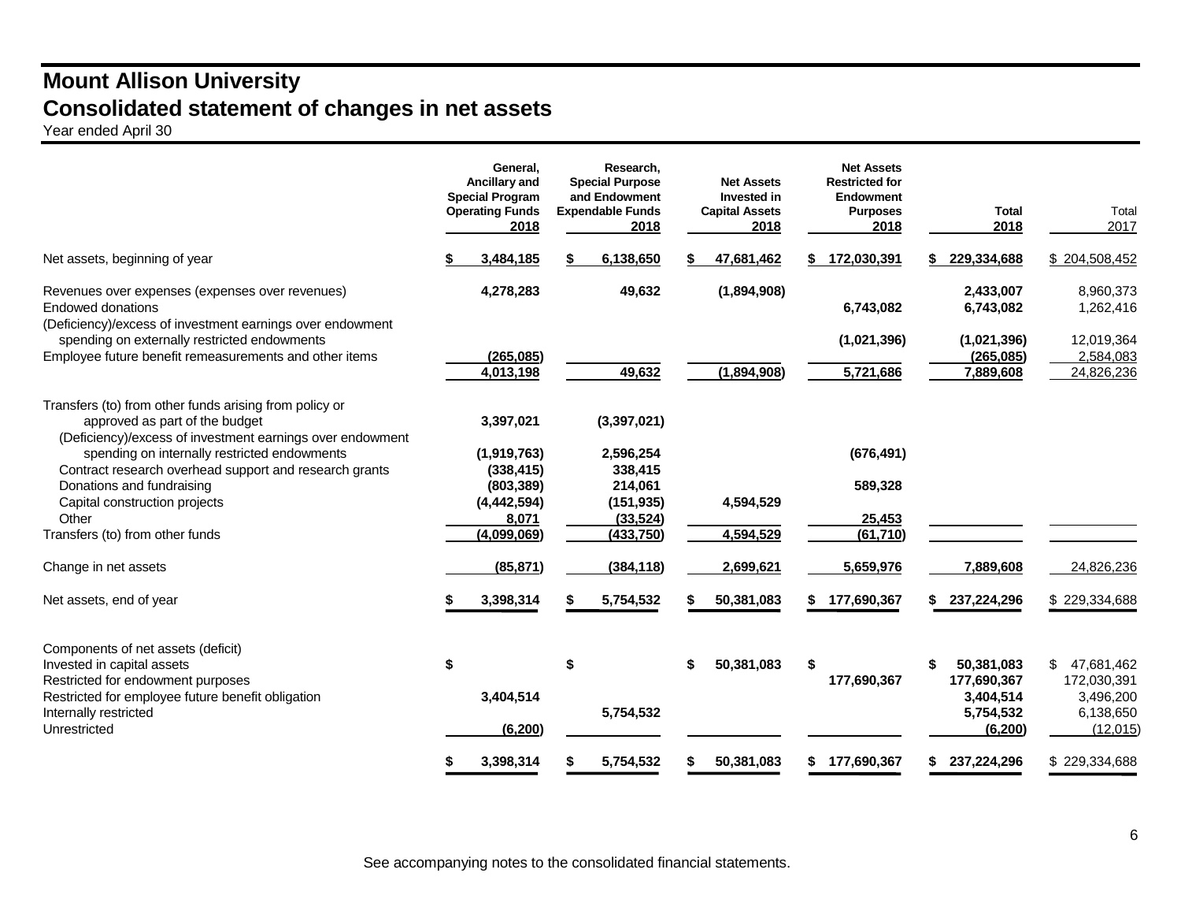# Mount Allison University
## Consolidated statement of changes in net assets
Year ended April 30

| | General, Ancillary and Special Program Operating Funds 2018 | Research, Special Purpose and Endowment Expendable Funds 2018 | Net Assets Invested in Capital Assets 2018 | Net Assets Restricted for Endowment Purposes 2018 | Total 2018 | Total 2017 |
|---|---|---|---|---|---|---|
| Net assets, beginning of year | $ 3,484,185 | $ 6,138,650 | $ 47,681,462 | $ 172,030,391 | $ 229,334,688 | $ 204,508,452 |
| Revenues over expenses (expenses over revenues) | 4,278,283 | 49,632 | (1,894,908) | | 2,433,007 | 8,960,373 |
| Endowed donations | | | | 6,743,082 | 6,743,082 | 1,262,416 |
| (Deficiency)/excess of investment earnings over endowment spending on externally restricted endowments | | | | (1,021,396) | (1,021,396) | 12,019,364 |
| Employee future benefit remeasurements and other items | (265,085) | | | | (265,085) | 2,584,083 |
| | 4,013,198 | 49,632 | (1,894,908) | 5,721,686 | 7,889,608 | 24,826,236 |
| Transfers (to) from other funds arising from policy or approved as part of the budget | 3,397,021 | (3,397,021) | | | | |
| (Deficiency)/excess of investment earnings over endowment spending on internally restricted endowments | (1,919,763) | 2,596,254 | | (676,491) | | |
| Contract research overhead support and research grants | (338,415) | 338,415 | | | | |
| Donations and fundraising | (803,389) | 214,061 | | 589,328 | | |
| Capital construction projects | (4,442,594) | (151,935) | 4,594,529 | | | |
| Other | 8,071 | (33,524) | | 25,453 | | |
| Transfers (to) from other funds | (4,099,069) | (433,750) | 4,594,529 | (61,710) | | |
| Change in net assets | (85,871) | (384,118) | 2,699,621 | 5,659,976 | 7,889,608 | 24,826,236 |
| Net assets, end of year | $ 3,398,314 | $ 5,754,532 | $ 50,381,083 | $ 177,690,367 | $ 237,224,296 | $ 229,334,688 |
| Components of net assets (deficit) | | | | | | |
| Invested in capital assets | $ | $ | $ 50,381,083 | $ | $ 50,381,083 | $ 47,681,462 |
| Restricted for endowment purposes | | | | 177,690,367 | 177,690,367 | 172,030,391 |
| Restricted for employee future benefit obligation | 3,404,514 | | | | 3,404,514 | 3,496,200 |
| Internally restricted | | 5,754,532 | | | 5,754,532 | 6,138,650 |
| Unrestricted | (6,200) | | | | (6,200) | (12,015) |
| | $ 3,398,314 | $ 5,754,532 | $ 50,381,083 | $ 177,690,367 | $ 237,224,296 | $ 229,334,688 |

See accompanying notes to the consolidated financial statements.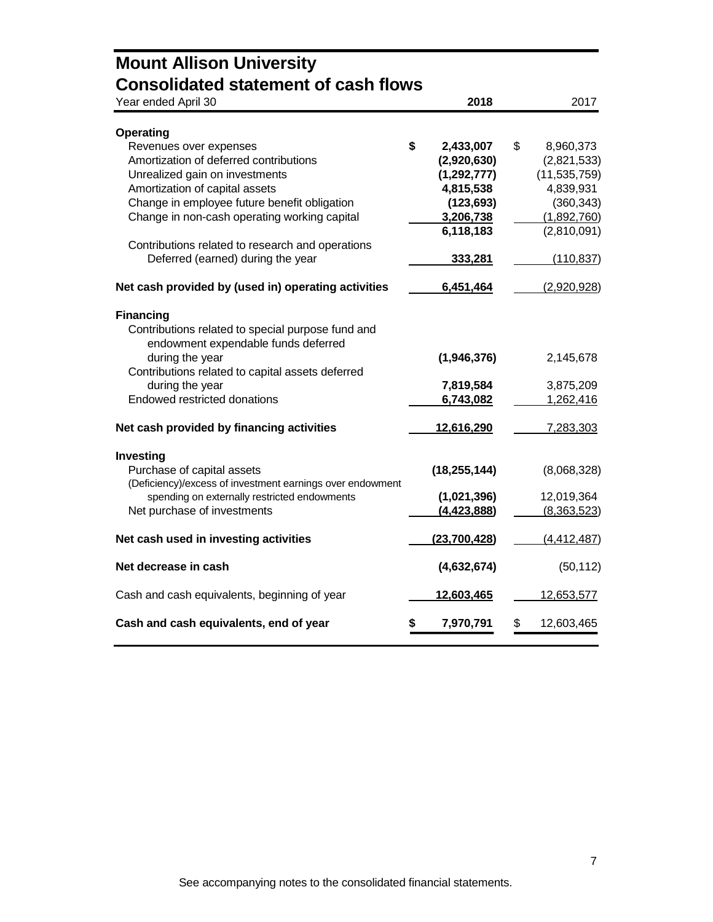# Mount Allison University
## Consolidated statement of cash flows

| Year ended April 30 | 2018 | 2017 |
|---|---|---|
| **Operating** | | |
| Revenues over expenses | $ 2,433,007 | $ 8,960,373 |
| Amortization of deferred contributions | (2,920,630) | (2,821,533) |
| Unrealized gain on investments | (1,292,777) | (11,535,759) |
| Amortization of capital assets | 4,815,538 | 4,839,931 |
| Change in employee future benefit obligation | (123,693) | (360,343) |
| Change in non-cash operating working capital | 3,206,738 | (1,892,760) |
| | 6,118,183 | (2,810,091) |
| Contributions related to research and operations Deferred (earned) during the year | 333,281 | (110,837) |
| **Net cash provided by (used in) operating activities** | 6,451,464 | (2,920,928) |
| **Financing** | | |
| Contributions related to special purpose fund and endowment expendable funds deferred during the year | (1,946,376) | 2,145,678 |
| Contributions related to capital assets deferred during the year | 7,819,584 | 3,875,209 |
| Endowed restricted donations | 6,743,082 | 1,262,416 |
| **Net cash provided by financing activities** | 12,616,290 | 7,283,303 |
| **Investing** | | |
| Purchase of capital assets | (18,255,144) | (8,068,328) |
| (Deficiency)/excess of investment earnings over endowment spending on externally restricted endowments | (1,021,396) | 12,019,364 |
| Net purchase of investments | (4,423,888) | (8,363,523) |
| **Net cash used in investing activities** | (23,700,428) | (4,412,487) |
| **Net decrease in cash** | (4,632,674) | (50,112) |
| Cash and cash equivalents, beginning of year | 12,603,465 | 12,653,577 |
| **Cash and cash equivalents, end of year** | $ 7,970,791 | $ 12,603,465 |

See accompanying notes to the consolidated financial statements.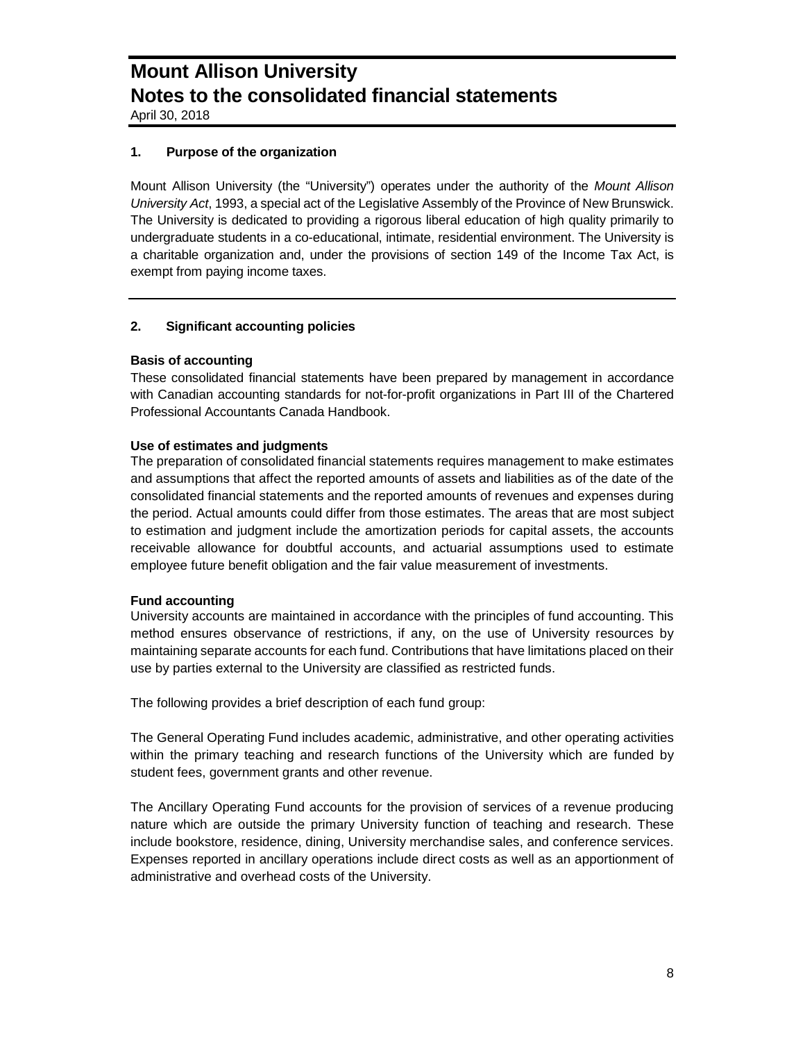# Mount Allison University
# Notes to the consolidated financial statements

April 30, 2018

## 1. Purpose of the organization

Mount Allison University (the "University") operates under the authority of the *Mount Allison University Act*, 1993, a special act of the Legislative Assembly of the Province of New Brunswick. The University is dedicated to providing a rigorous liberal education of high quality primarily to undergraduate students in a co-educational, intimate, residential environment. The University is a charitable organization and, under the provisions of section 149 of the Income Tax Act, is exempt from paying income taxes.

## 2. Significant accounting policies

**Basis of accounting**

These consolidated financial statements have been prepared by management in accordance with Canadian accounting standards for not-for-profit organizations in Part III of the Chartered Professional Accountants Canada Handbook.

**Use of estimates and judgments**

The preparation of consolidated financial statements requires management to make estimates and assumptions that affect the reported amounts of assets and liabilities as of the date of the consolidated financial statements and the reported amounts of revenues and expenses during the period. Actual amounts could differ from those estimates. The areas that are most subject to estimation and judgment include the amortization periods for capital assets, the accounts receivable allowance for doubtful accounts, and actuarial assumptions used to estimate employee future benefit obligation and the fair value measurement of investments.

**Fund accounting**

University accounts are maintained in accordance with the principles of fund accounting. This method ensures observance of restrictions, if any, on the use of University resources by maintaining separate accounts for each fund. Contributions that have limitations placed on their use by parties external to the University are classified as restricted funds.

The following provides a brief description of each fund group:

The General Operating Fund includes academic, administrative, and other operating activities within the primary teaching and research functions of the University which are funded by student fees, government grants and other revenue.

The Ancillary Operating Fund accounts for the provision of services of a revenue producing nature which are outside the primary University function of teaching and research. These include bookstore, residence, dining, University merchandise sales, and conference services. Expenses reported in ancillary operations include direct costs as well as an apportionment of administrative and overhead costs of the University.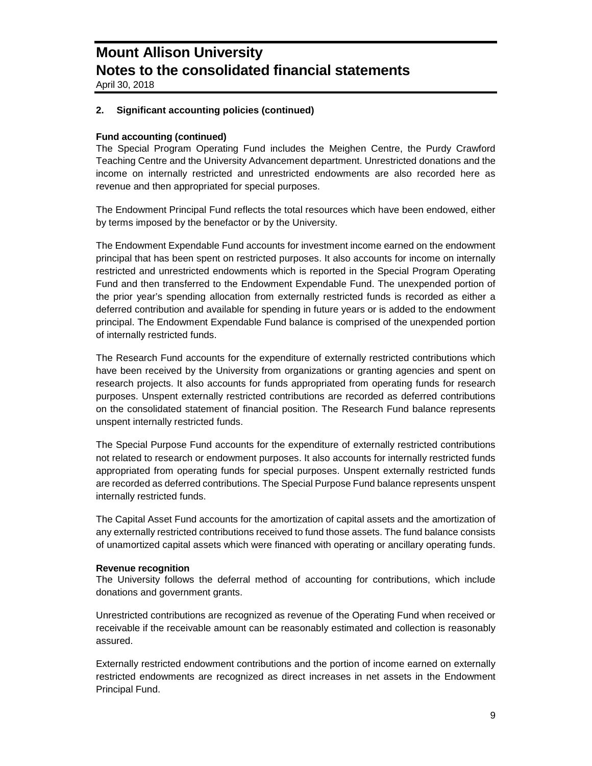## 2. Significant accounting policies (continued)

**Fund accounting (continued)**

The Special Program Operating Fund includes the Meighen Centre, the Purdy Crawford Teaching Centre and the University Advancement department. Unrestricted donations and the income on internally restricted and unrestricted endowments are also recorded here as revenue and then appropriated for special purposes.

The Endowment Principal Fund reflects the total resources which have been endowed, either by terms imposed by the benefactor or by the University.

The Endowment Expendable Fund accounts for investment income earned on the endowment principal that has been spent on restricted purposes. It also accounts for income on internally restricted and unrestricted endowments which is reported in the Special Program Operating Fund and then transferred to the Endowment Expendable Fund. The unexpended portion of the prior year's spending allocation from externally restricted funds is recorded as either a deferred contribution and available for spending in future years or is added to the endowment principal. The Endowment Expendable Fund balance is comprised of the unexpended portion of internally restricted funds.

The Research Fund accounts for the expenditure of externally restricted contributions which have been received by the University from organizations or granting agencies and spent on research projects. It also accounts for funds appropriated from operating funds for research purposes. Unspent externally restricted contributions are recorded as deferred contributions on the consolidated statement of financial position. The Research Fund balance represents unspent internally restricted funds.

The Special Purpose Fund accounts for the expenditure of externally restricted contributions not related to research or endowment purposes. It also accounts for internally restricted funds appropriated from operating funds for special purposes. Unspent externally restricted funds are recorded as deferred contributions. The Special Purpose Fund balance represents unspent internally restricted funds.

The Capital Asset Fund accounts for the amortization of capital assets and the amortization of any externally restricted contributions received to fund those assets. The fund balance consists of unamortized capital assets which were financed with operating or ancillary operating funds.

**Revenue recognition**

The University follows the deferral method of accounting for contributions, which include donations and government grants.

Unrestricted contributions are recognized as revenue of the Operating Fund when received or receivable if the receivable amount can be reasonably estimated and collection is reasonably assured.

Externally restricted endowment contributions and the portion of income earned on externally restricted endowments are recognized as direct increases in net assets in the Endowment Principal Fund.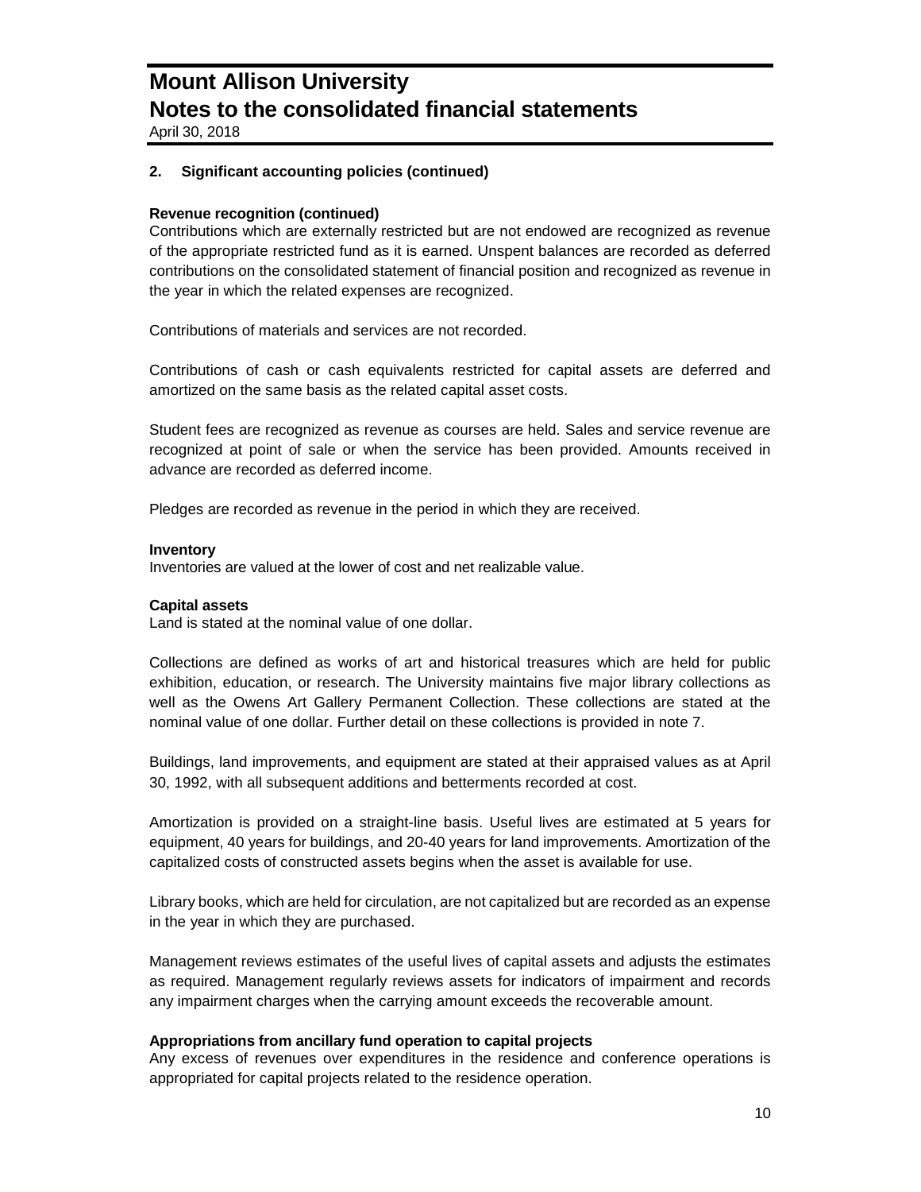## 2. Significant accounting policies (continued)

**Revenue recognition (continued)**

Contributions which are externally restricted but are not endowed are recognized as revenue of the appropriate restricted fund as it is earned. Unspent balances are recorded as deferred contributions on the consolidated statement of financial position and recognized as revenue in the year in which the related expenses are recognized.

Contributions of materials and services are not recorded.

Contributions of cash or cash equivalents restricted for capital assets are deferred and amortized on the same basis as the related capital asset costs.

Student fees are recognized as revenue as courses are held. Sales and service revenue are recognized at point of sale or when the service has been provided. Amounts received in advance are recorded as deferred income.

Pledges are recorded as revenue in the period in which they are received.

**Inventory**

Inventories are valued at the lower of cost and net realizable value.

**Capital assets**

Land is stated at the nominal value of one dollar.

Collections are defined as works of art and historical treasures which are held for public exhibition, education, or research. The University maintains five major library collections as well as the Owens Art Gallery Permanent Collection. These collections are stated at the nominal value of one dollar. Further detail on these collections is provided in note 7.

Buildings, land improvements, and equipment are stated at their appraised values as at April 30, 1992, with all subsequent additions and betterments recorded at cost.

Amortization is provided on a straight-line basis. Useful lives are estimated at 5 years for equipment, 40 years for buildings, and 20-40 years for land improvements. Amortization of the capitalized costs of constructed assets begins when the asset is available for use.

Library books, which are held for circulation, are not capitalized but are recorded as an expense in the year in which they are purchased.

Management reviews estimates of the useful lives of capital assets and adjusts the estimates as required. Management regularly reviews assets for indicators of impairment and records any impairment charges when the carrying amount exceeds the recoverable amount.

**Appropriations from ancillary fund operation to capital projects**

Any excess of revenues over expenditures in the residence and conference operations is appropriated for capital projects related to the residence operation.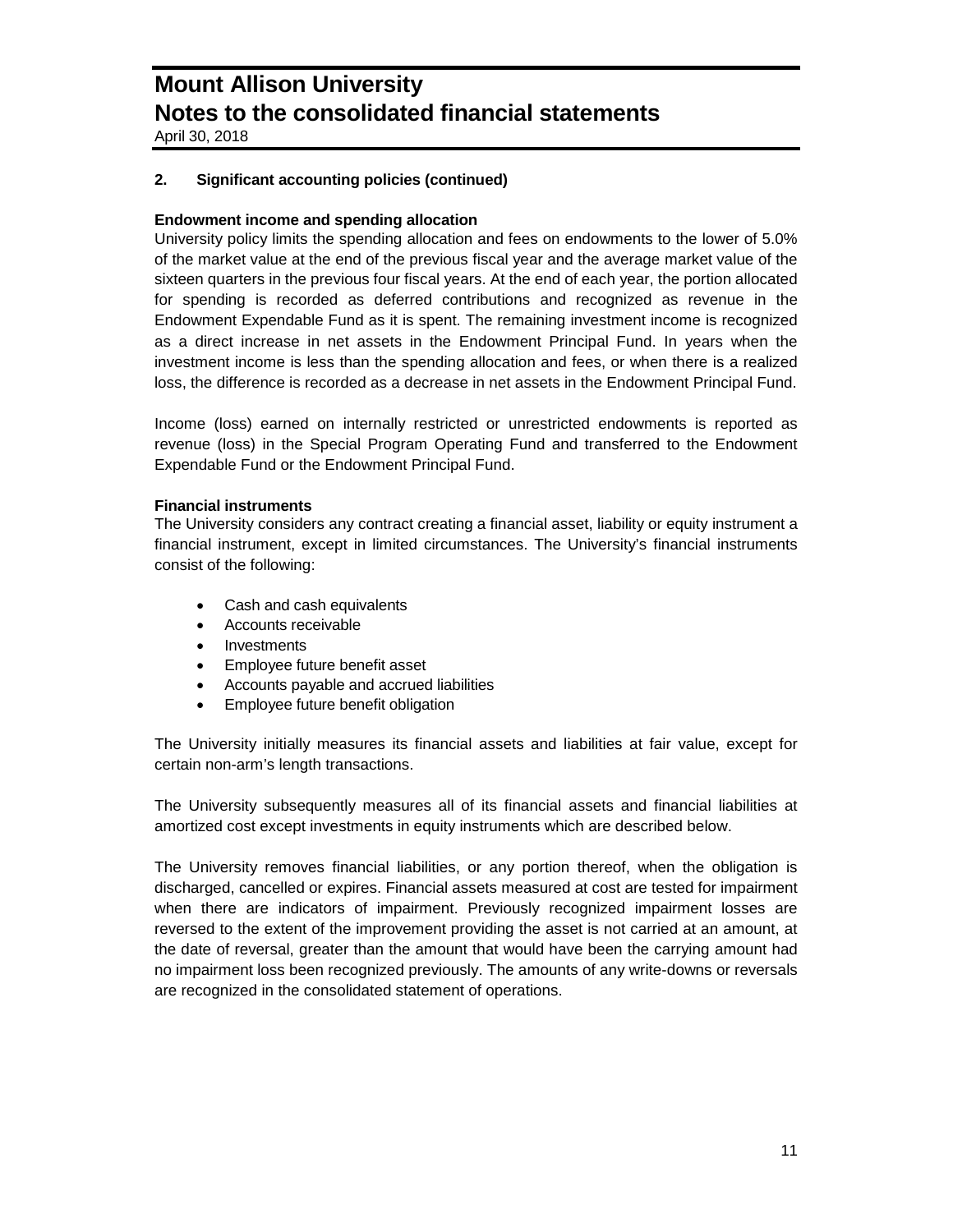## 2. Significant accounting policies (continued)

**Endowment income and spending allocation**

University policy limits the spending allocation and fees on endowments to the lower of 5.0% of the market value at the end of the previous fiscal year and the average market value of the sixteen quarters in the previous four fiscal years. At the end of each year, the portion allocated for spending is recorded as deferred contributions and recognized as revenue in the Endowment Expendable Fund as it is spent. The remaining investment income is recognized as a direct increase in net assets in the Endowment Principal Fund. In years when the investment income is less than the spending allocation and fees, or when there is a realized loss, the difference is recorded as a decrease in net assets in the Endowment Principal Fund.

Income (loss) earned on internally restricted or unrestricted endowments is reported as revenue (loss) in the Special Program Operating Fund and transferred to the Endowment Expendable Fund or the Endowment Principal Fund.

**Financial instruments**

The University considers any contract creating a financial asset, liability or equity instrument a financial instrument, except in limited circumstances. The University's financial instruments consist of the following:

- Cash and cash equivalents
- Accounts receivable
- Investments
- Employee future benefit asset
- Accounts payable and accrued liabilities
- Employee future benefit obligation

The University initially measures its financial assets and liabilities at fair value, except for certain non-arm's length transactions.

The University subsequently measures all of its financial assets and financial liabilities at amortized cost except investments in equity instruments which are described below.

The University removes financial liabilities, or any portion thereof, when the obligation is discharged, cancelled or expires. Financial assets measured at cost are tested for impairment when there are indicators of impairment. Previously recognized impairment losses are reversed to the extent of the improvement providing the asset is not carried at an amount, at the date of reversal, greater than the amount that would have been the carrying amount had no impairment loss been recognized previously. The amounts of any write-downs or reversals are recognized in the consolidated statement of operations.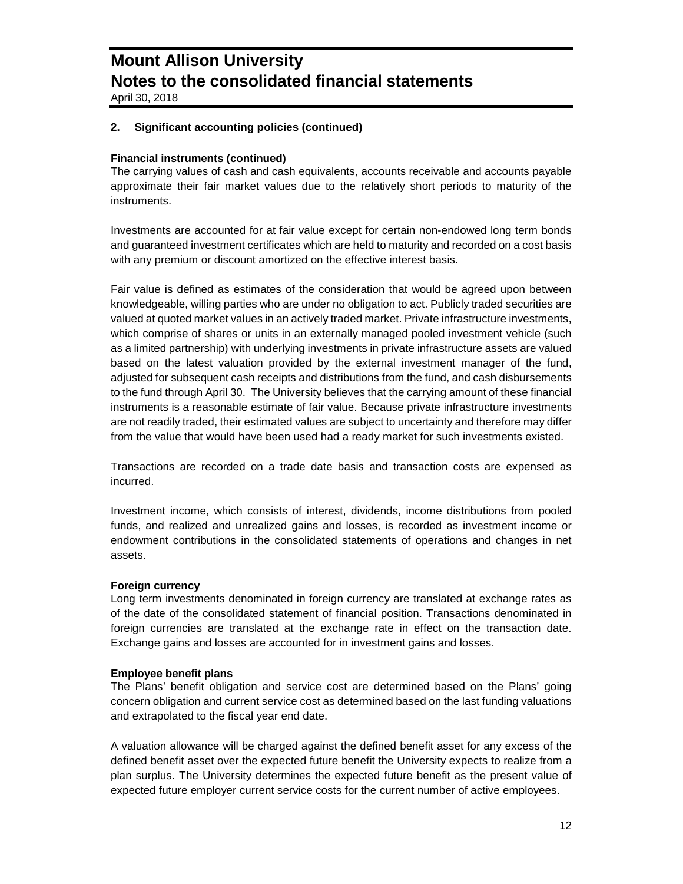## 2. Significant accounting policies (continued)

### Financial instruments (continued)

The carrying values of cash and cash equivalents, accounts receivable and accounts payable approximate their fair market values due to the relatively short periods to maturity of the instruments.

Investments are accounted for at fair value except for certain non-endowed long term bonds and guaranteed investment certificates which are held to maturity and recorded on a cost basis with any premium or discount amortized on the effective interest basis.

Fair value is defined as estimates of the consideration that would be agreed upon between knowledgeable, willing parties who are under no obligation to act. Publicly traded securities are valued at quoted market values in an actively traded market. Private infrastructure investments, which comprise of shares or units in an externally managed pooled investment vehicle (such as a limited partnership) with underlying investments in private infrastructure assets are valued based on the latest valuation provided by the external investment manager of the fund, adjusted for subsequent cash receipts and distributions from the fund, and cash disbursements to the fund through April 30. The University believes that the carrying amount of these financial instruments is a reasonable estimate of fair value. Because private infrastructure investments are not readily traded, their estimated values are subject to uncertainty and therefore may differ from the value that would have been used had a ready market for such investments existed.

Transactions are recorded on a trade date basis and transaction costs are expensed as incurred.

Investment income, which consists of interest, dividends, income distributions from pooled funds, and realized and unrealized gains and losses, is recorded as investment income or endowment contributions in the consolidated statements of operations and changes in net assets.

### Foreign currency

Long term investments denominated in foreign currency are translated at exchange rates as of the date of the consolidated statement of financial position. Transactions denominated in foreign currencies are translated at the exchange rate in effect on the transaction date. Exchange gains and losses are accounted for in investment gains and losses.

### Employee benefit plans

The Plans' benefit obligation and service cost are determined based on the Plans' going concern obligation and current service cost as determined based on the last funding valuations and extrapolated to the fiscal year end date.

A valuation allowance will be charged against the defined benefit asset for any excess of the defined benefit asset over the expected future benefit the University expects to realize from a plan surplus. The University determines the expected future benefit as the present value of expected future employer current service costs for the current number of active employees.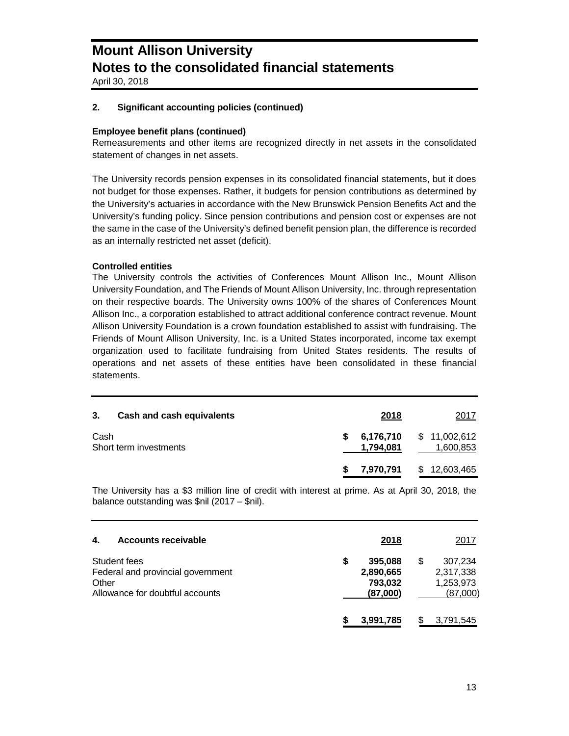## 2. Significant accounting policies (continued)

**Employee benefit plans (continued)**

Remeasurements and other items are recognized directly in net assets in the consolidated statement of changes in net assets.

The University records pension expenses in its consolidated financial statements, but it does not budget for those expenses. Rather, it budgets for pension contributions as determined by the University's actuaries in accordance with the New Brunswick Pension Benefits Act and the University's funding policy. Since pension contributions and pension cost or expenses are not the same in the case of the University's defined benefit pension plan, the difference is recorded as an internally restricted net asset (deficit).

**Controlled entities**

The University controls the activities of Conferences Mount Allison Inc., Mount Allison University Foundation, and The Friends of Mount Allison University, Inc. through representation on their respective boards. The University owns 100% of the shares of Conferences Mount Allison Inc., a corporation established to attract additional conference contract revenue. Mount Allison University Foundation is a crown foundation established to assist with fundraising. The Friends of Mount Allison University, Inc. is a United States incorporated, income tax exempt organization used to facilitate fundraising from United States residents. The results of operations and net assets of these entities have been consolidated in these financial statements.

## 3. Cash and cash equivalents

| | 2018 | 2017 |
|---|---|---|
| Cash | $ 6,176,710 | $ 11,002,612 |
| Short term investments | 1,794,081 | 1,600,853 |
| | $ 7,970,791 | $ 12,603,465 |

The University has a $3 million line of credit with interest at prime. As at April 30, 2018, the balance outstanding was $nil (2017 – $nil).

## 4. Accounts receivable

| | 2018 | 2017 |
|---|---|---|
| Student fees | $ 395,088 | $ 307,234 |
| Federal and provincial government | 2,890,665 | 2,317,338 |
| Other | 793,032 | 1,253,973 |
| Allowance for doubtful accounts | (87,000) | (87,000) |
| | $ 3,991,785 | $ 3,791,545 |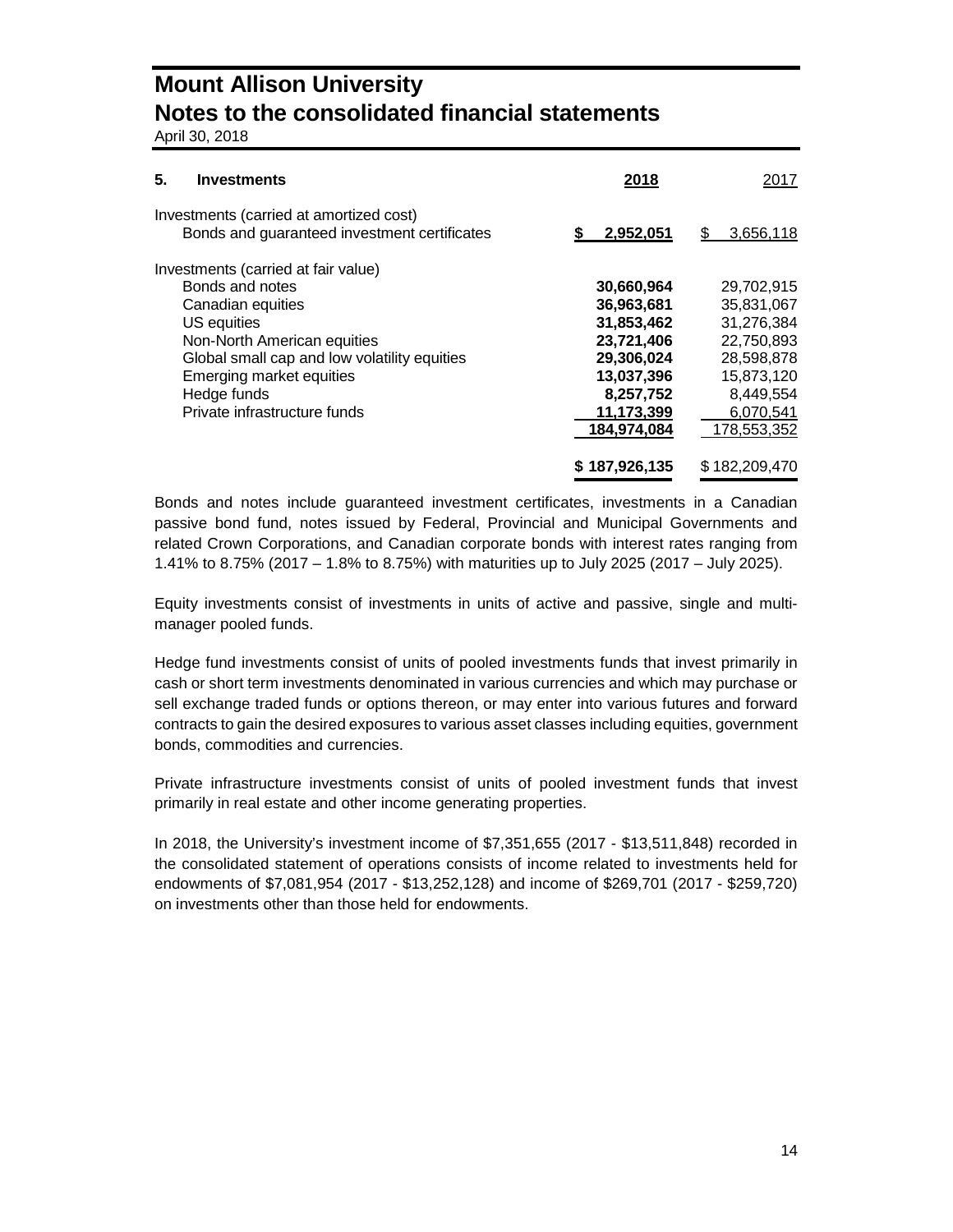# Mount Allison University
## Notes to the consolidated financial statements
April 30, 2018

### 5. Investments

| | 2018 | 2017 |
|---|---|---|
| Investments (carried at amortized cost) | | |
| Bonds and guaranteed investment certificates | **$ 2,952,051** | $ 3,656,118 |
| | | |
| Investments (carried at fair value) | | |
| Bonds and notes | **30,660,964** | 29,702,915 |
| Canadian equities | **36,963,681** | 35,831,067 |
| US equities | **31,853,462** | 31,276,384 |
| Non-North American equities | **23,721,406** | 22,750,893 |
| Global small cap and low volatility equities | **29,306,024** | 28,598,878 |
| Emerging market equities | **13,037,396** | 15,873,120 |
| Hedge funds | **8,257,752** | 8,449,554 |
| Private infrastructure funds | **11,173,399** | 6,070,541 |
| | **184,974,084** | 178,553,352 |
| | | |
| | **$ 187,926,135** | $ 182,209,470 |

Bonds and notes include guaranteed investment certificates, investments in a Canadian passive bond fund, notes issued by Federal, Provincial and Municipal Governments and related Crown Corporations, and Canadian corporate bonds with interest rates ranging from 1.41% to 8.75% (2017 – 1.8% to 8.75%) with maturities up to July 2025 (2017 – July 2025).

Equity investments consist of investments in units of active and passive, single and multi-manager pooled funds.

Hedge fund investments consist of units of pooled investments funds that invest primarily in cash or short term investments denominated in various currencies and which may purchase or sell exchange traded funds or options thereon, or may enter into various futures and forward contracts to gain the desired exposures to various asset classes including equities, government bonds, commodities and currencies.

Private infrastructure investments consist of units of pooled investment funds that invest primarily in real estate and other income generating properties.

In 2018, the University's investment income of $7,351,655 (2017 - $13,511,848) recorded in the consolidated statement of operations consists of income related to investments held for endowments of $7,081,954 (2017 - $13,252,128) and income of $269,701 (2017 - $259,720) on investments other than those held for endowments.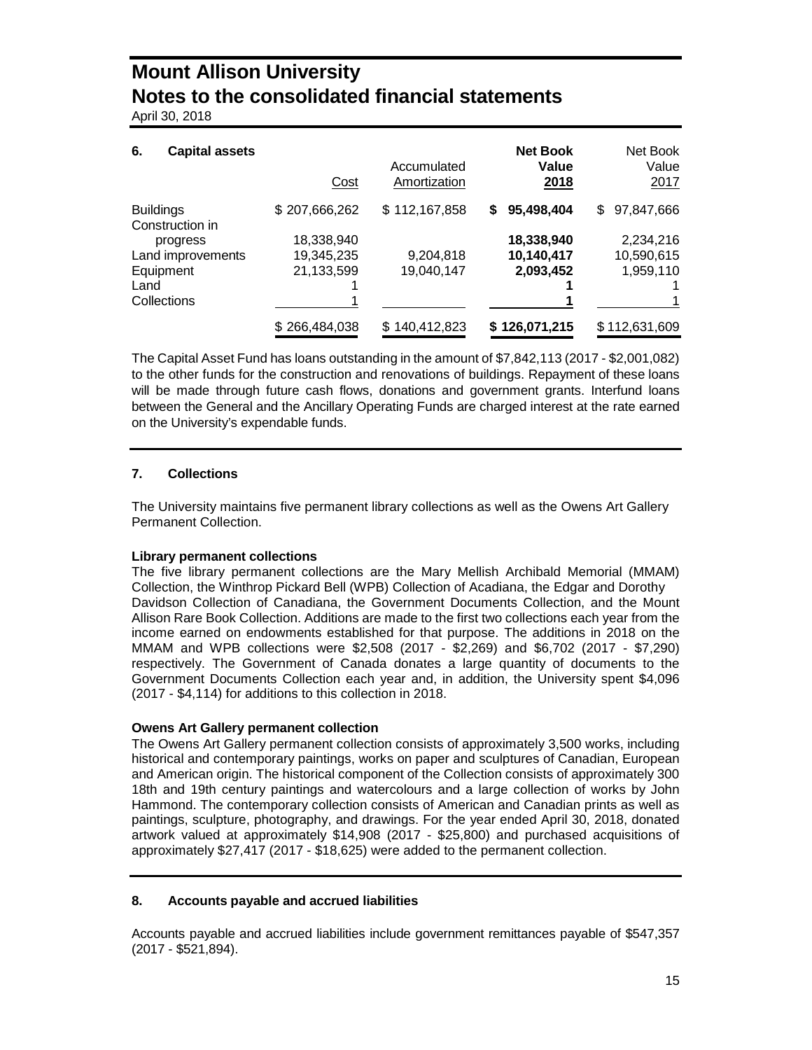# Mount Allison University
# Notes to the consolidated financial statements

April 30, 2018

## 6. Capital assets

| | Cost | Accumulated Amortization | **Net Book Value 2018** | Net Book Value 2017 |
|---|---|---|---|---|
| Buildings | $ 207,666,262 | $ 112,167,858 | **$ 95,498,404** | $ 97,847,666 |
| Construction in progress | 18,338,940 | | **18,338,940** | 2,234,216 |
| Land improvements | 19,345,235 | 9,204,818 | **10,140,417** | 10,590,615 |
| Equipment | 21,133,599 | 19,040,147 | **2,093,452** | 1,959,110 |
| Land | 1 | | **1** | 1 |
| Collections | 1 | | **1** | 1 |
| | $ 266,484,038 | $ 140,412,823 | **$ 126,071,215** | $ 112,631,609 |

The Capital Asset Fund has loans outstanding in the amount of $7,842,113 (2017 - $2,001,082) to the other funds for the construction and renovations of buildings. Repayment of these loans will be made through future cash flows, donations and government grants. Interfund loans between the General and the Ancillary Operating Funds are charged interest at the rate earned on the University's expendable funds.

## 7. Collections

The University maintains five permanent library collections as well as the Owens Art Gallery Permanent Collection.

**Library permanent collections**

The five library permanent collections are the Mary Mellish Archibald Memorial (MMAM) Collection, the Winthrop Pickard Bell (WPB) Collection of Acadiana, the Edgar and Dorothy Davidson Collection of Canadiana, the Government Documents Collection, and the Mount Allison Rare Book Collection. Additions are made to the first two collections each year from the income earned on endowments established for that purpose. The additions in 2018 on the MMAM and WPB collections were $2,508 (2017 - $2,269) and $6,702 (2017 - $7,290) respectively. The Government of Canada donates a large quantity of documents to the Government Documents Collection each year and, in addition, the University spent $4,096 (2017 - $4,114) for additions to this collection in 2018.

**Owens Art Gallery permanent collection**

The Owens Art Gallery permanent collection consists of approximately 3,500 works, including historical and contemporary paintings, works on paper and sculptures of Canadian, European and American origin. The historical component of the Collection consists of approximately 300 18th and 19th century paintings and watercolours and a large collection of works by John Hammond. The contemporary collection consists of American and Canadian prints as well as paintings, sculpture, photography, and drawings. For the year ended April 30, 2018, donated artwork valued at approximately $14,908 (2017 - $25,800) and purchased acquisitions of approximately $27,417 (2017 - $18,625) were added to the permanent collection.

## 8. Accounts payable and accrued liabilities

Accounts payable and accrued liabilities include government remittances payable of $547,357 (2017 - $521,894).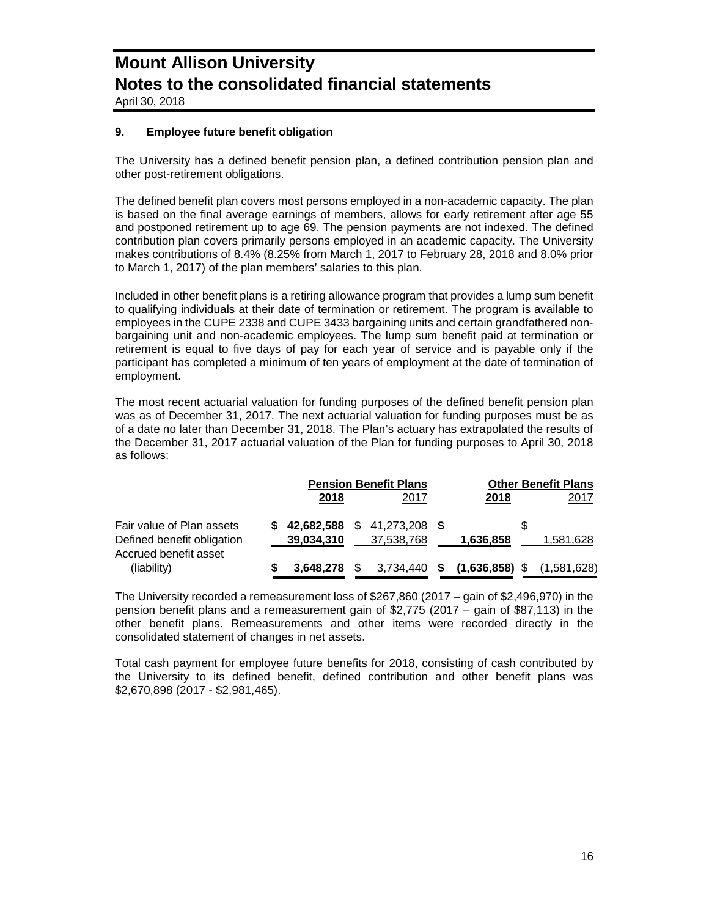# Mount Allison University
# Notes to the consolidated financial statements

April 30, 2018

### 9. Employee future benefit obligation

The University has a defined benefit pension plan, a defined contribution pension plan and other post-retirement obligations.

The defined benefit plan covers most persons employed in a non-academic capacity. The plan is based on the final average earnings of members, allows for early retirement after age 55 and postponed retirement up to age 69. The pension payments are not indexed. The defined contribution plan covers primarily persons employed in an academic capacity. The University makes contributions of 8.4% (8.25% from March 1, 2017 to February 28, 2018 and 8.0% prior to March 1, 2017) of the plan members' salaries to this plan.

Included in other benefit plans is a retiring allowance program that provides a lump sum benefit to qualifying individuals at their date of termination or retirement. The program is available to employees in the CUPE 2338 and CUPE 3433 bargaining units and certain grandfathered non-bargaining unit and non-academic employees. The lump sum benefit paid at termination or retirement is equal to five days of pay for each year of service and is payable only if the participant has completed a minimum of ten years of employment at the date of termination of employment.

The most recent actuarial valuation for funding purposes of the defined benefit pension plan was as of December 31, 2017. The next actuarial valuation for funding purposes must be as of a date no later than December 31, 2018. The Plan's actuary has extrapolated the results of the December 31, 2017 actuarial valuation of the Plan for funding purposes to April 30, 2018 as follows:

| | **Pension Benefit Plans** | | **Other Benefit Plans** | |
|---|---|---|---|---|
| | **2018** | 2017 | **2018** | 2017 |
| Fair value of Plan assets | **$ 42,682,588** | $ 41,273,208 | **$** | $ |
| Defined benefit obligation | **39,034,310** | 37,538,768 | **1,636,858** | 1,581,628 |
| Accrued benefit asset (liability) | **$ 3,648,278** | $ 3,734,440 | **$ (1,636,858)** | $ (1,581,628) |

The University recorded a remeasurement loss of $267,860 (2017 – gain of $2,496,970) in the pension benefit plans and a remeasurement gain of $2,775 (2017 – gain of $87,113) in the other benefit plans. Remeasurements and other items were recorded directly in the consolidated statement of changes in net assets.

Total cash payment for employee future benefits for 2018, consisting of cash contributed by the University to its defined benefit, defined contribution and other benefit plans was $2,670,898 (2017 - $2,981,465).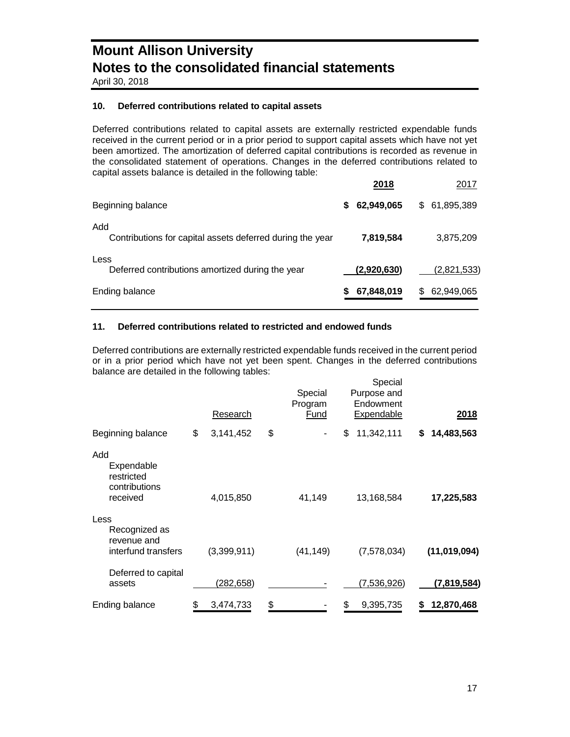# Mount Allison University
# Notes to the consolidated financial statements

April 30, 2018

### 10. Deferred contributions related to capital assets

Deferred contributions related to capital assets are externally restricted expendable funds received in the current period or in a prior period to support capital assets which have not yet been amortized. The amortization of deferred capital contributions is recorded as revenue in the consolidated statement of operations. Changes in the deferred contributions related to capital assets balance is detailed in the following table:

| | **2018** | 2017 |
|---|---|---|
| Beginning balance | **$ 62,949,065** | $ 61,895,389 |
| Add | | |
| Contributions for capital assets deferred during the year | **7,819,584** | 3,875,209 |
| Less | | |
| Deferred contributions amortized during the year | **(2,920,630)** | (2,821,533) |
| Ending balance | **$ 67,848,019** | $ 62,949,065 |

### 11. Deferred contributions related to restricted and endowed funds

Deferred contributions are externally restricted expendable funds received in the current period or in a prior period which have not yet been spent. Changes in the deferred contributions balance are detailed in the following tables:

| | Research | Special Program Fund | Special Purpose and Endowment Expendable | **2018** |
|---|---|---|---|---|
| Beginning balance | $ 3,141,452 | $ - | $ 11,342,111 | **$ 14,483,563** |
| Add | | | | |
| Expendable restricted contributions received | 4,015,850 | 41,149 | 13,168,584 | **17,225,583** |
| Less | | | | |
| Recognized as revenue and interfund transfers | (3,399,911) | (41,149) | (7,578,034) | **(11,019,094)** |
| Deferred to capital assets | (282,658) | - | (7,536,926) | **(7,819,584)** |
| Ending balance | $ 3,474,733 | $ - | $ 9,395,735 | **$ 12,870,468** |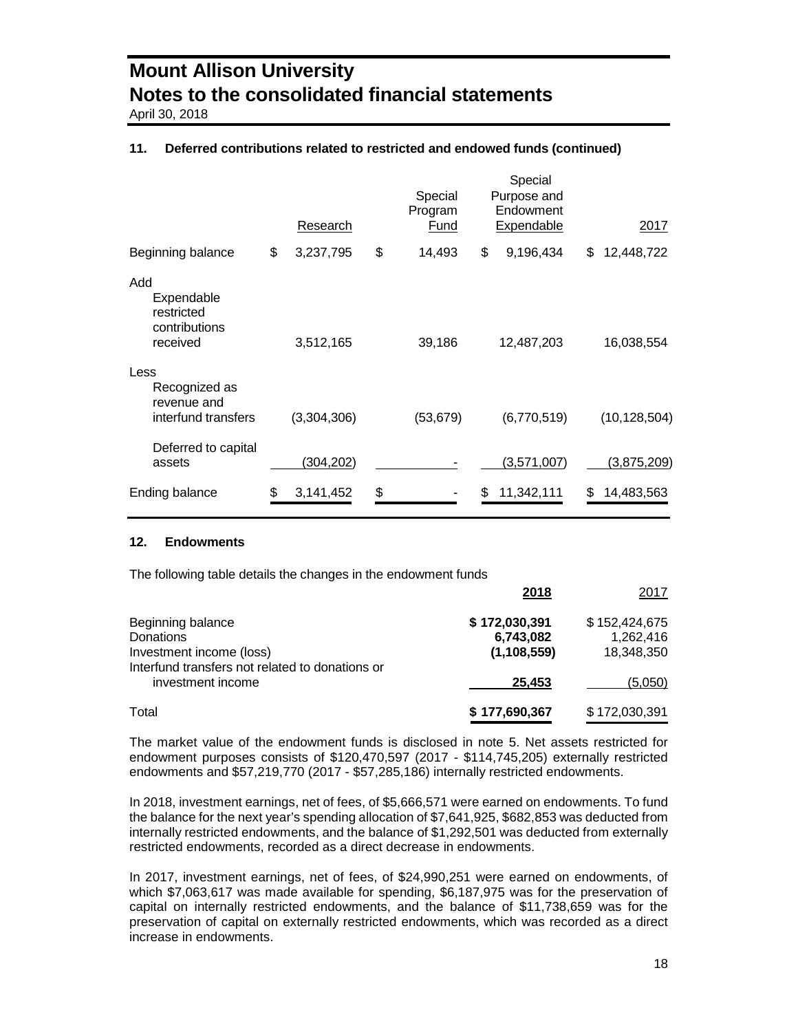# Mount Allison University
## Notes to the consolidated financial statements
April 30, 2018

### 11. Deferred contributions related to restricted and endowed funds (continued)

| | Research | Special Program Fund | Special Purpose and Endowment Expendable | 2017 |
|---|---|---|---|---|
| Beginning balance | $ 3,237,795 | $ 14,493 | $ 9,196,434 | $ 12,448,722 |
| Add | | | | |
| Expendable restricted contributions received | 3,512,165 | 39,186 | 12,487,203 | 16,038,554 |
| Less | | | | |
| Recognized as revenue and interfund transfers | (3,304,306) | (53,679) | (6,770,519) | (10,128,504) |
| Deferred to capital assets | (304,202) | - | (3,571,007) | (3,875,209) |
| Ending balance | $ 3,141,452 | $ - | $ 11,342,111 | $ 14,483,563 |

### 12. Endowments

The following table details the changes in the endowment funds

| | **2018** | 2017 |
|---|---|---|
| Beginning balance | **$ 172,030,391** | $ 152,424,675 |
| Donations | **6,743,082** | 1,262,416 |
| Investment income (loss) | **(1,108,559)** | 18,348,350 |
| Interfund transfers not related to donations or investment income | **25,453** | (5,050) |
| Total | **$ 177,690,367** | $ 172,030,391 |

The market value of the endowment funds is disclosed in note 5. Net assets restricted for endowment purposes consists of $120,470,597 (2017 - $114,745,205) externally restricted endowments and $57,219,770 (2017 - $57,285,186) internally restricted endowments.

In 2018, investment earnings, net of fees, of $5,666,571 were earned on endowments. To fund the balance for the next year's spending allocation of $7,641,925, $682,853 was deducted from internally restricted endowments, and the balance of $1,292,501 was deducted from externally restricted endowments, recorded as a direct decrease in endowments.

In 2017, investment earnings, net of fees, of $24,990,251 were earned on endowments, of which $7,063,617 was made available for spending, $6,187,975 was for the preservation of capital on internally restricted endowments, and the balance of $11,738,659 was for the preservation of capital on externally restricted endowments, which was recorded as a direct increase in endowments.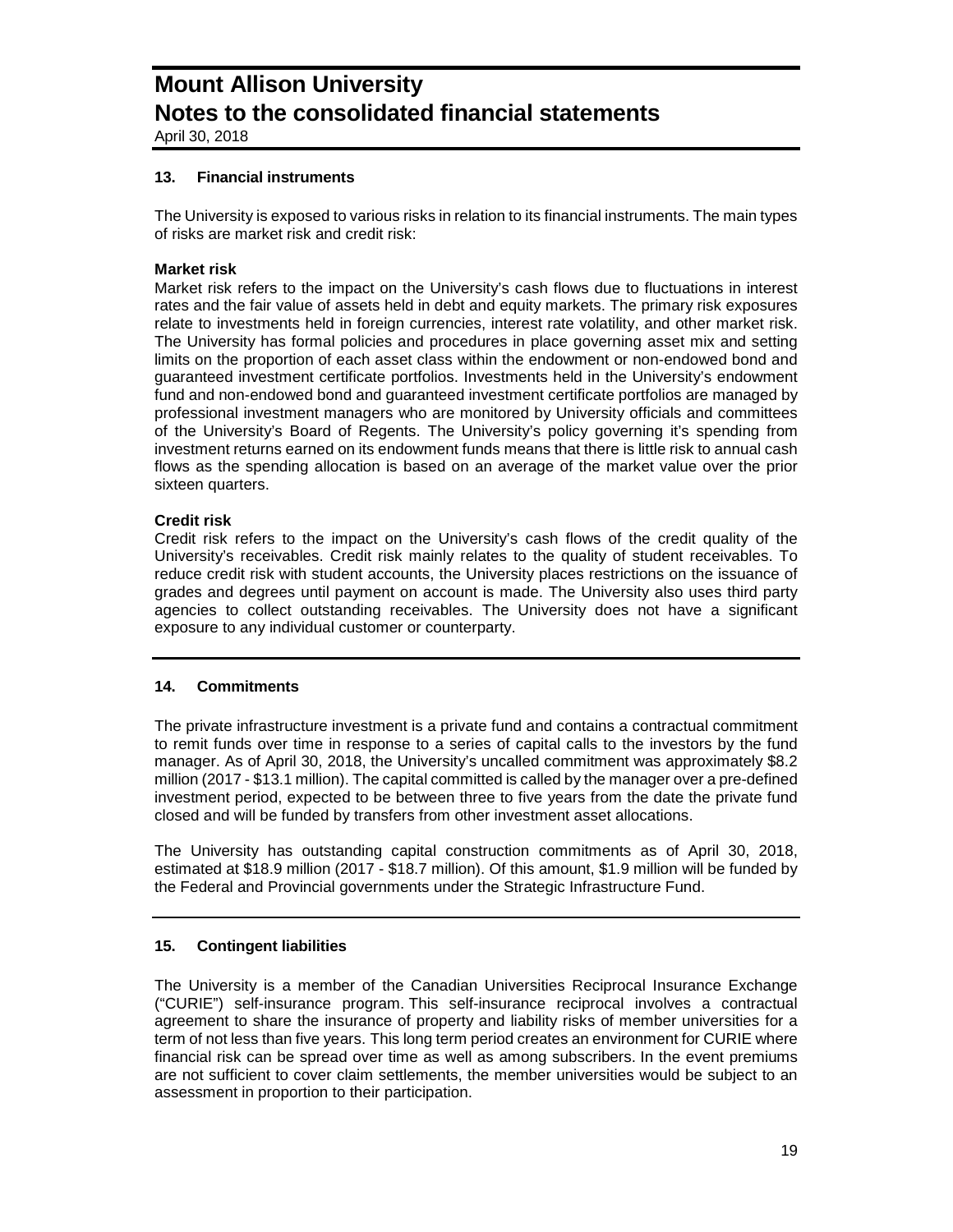## 13. Financial instruments

The University is exposed to various risks in relation to its financial instruments. The main types of risks are market risk and credit risk:

**Market risk**

Market risk refers to the impact on the University's cash flows due to fluctuations in interest rates and the fair value of assets held in debt and equity markets. The primary risk exposures relate to investments held in foreign currencies, interest rate volatility, and other market risk. The University has formal policies and procedures in place governing asset mix and setting limits on the proportion of each asset class within the endowment or non-endowed bond and guaranteed investment certificate portfolios. Investments held in the University's endowment fund and non-endowed bond and guaranteed investment certificate portfolios are managed by professional investment managers who are monitored by University officials and committees of the University's Board of Regents. The University's policy governing it's spending from investment returns earned on its endowment funds means that there is little risk to annual cash flows as the spending allocation is based on an average of the market value over the prior sixteen quarters.

**Credit risk**

Credit risk refers to the impact on the University's cash flows of the credit quality of the University's receivables. Credit risk mainly relates to the quality of student receivables. To reduce credit risk with student accounts, the University places restrictions on the issuance of grades and degrees until payment on account is made. The University also uses third party agencies to collect outstanding receivables. The University does not have a significant exposure to any individual customer or counterparty.

## 14. Commitments

The private infrastructure investment is a private fund and contains a contractual commitment to remit funds over time in response to a series of capital calls to the investors by the fund manager. As of April 30, 2018, the University's uncalled commitment was approximately $8.2 million (2017 - $13.1 million). The capital committed is called by the manager over a pre-defined investment period, expected to be between three to five years from the date the private fund closed and will be funded by transfers from other investment asset allocations.

The University has outstanding capital construction commitments as of April 30, 2018, estimated at $18.9 million (2017 - $18.7 million). Of this amount, $1.9 million will be funded by the Federal and Provincial governments under the Strategic Infrastructure Fund.

## 15. Contingent liabilities

The University is a member of the Canadian Universities Reciprocal Insurance Exchange ("CURIE") self-insurance program. This self-insurance reciprocal involves a contractual agreement to share the insurance of property and liability risks of member universities for a term of not less than five years. This long term period creates an environment for CURIE where financial risk can be spread over time as well as among subscribers. In the event premiums are not sufficient to cover claim settlements, the member universities would be subject to an assessment in proportion to their participation.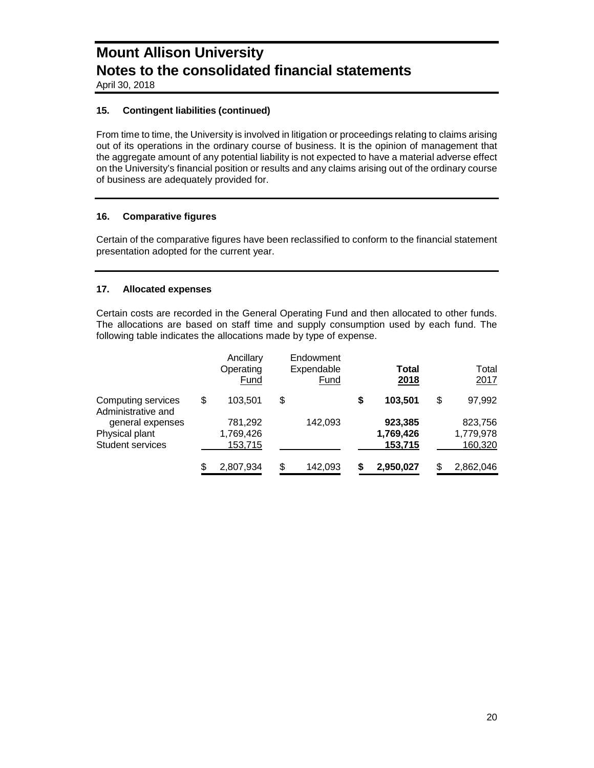## 15. Contingent liabilities (continued)

From time to time, the University is involved in litigation or proceedings relating to claims arising out of its operations in the ordinary course of business. It is the opinion of management that the aggregate amount of any potential liability is not expected to have a material adverse effect on the University's financial position or results and any claims arising out of the ordinary course of business are adequately provided for.

## 16. Comparative figures

Certain of the comparative figures have been reclassified to conform to the financial statement presentation adopted for the current year.

## 17. Allocated expenses

Certain costs are recorded in the General Operating Fund and then allocated to other funds. The allocations are based on staff time and supply consumption used by each fund. The following table indicates the allocations made by type of expense.

| | Ancillary Operating Fund | Endowment Expendable Fund | **Total 2018** | Total 2017 |
|---|---|---|---|---|
| Computing services | $ 103,501 | $ | **$ 103,501** | $ 97,992 |
| Administrative and general expenses | 781,292 | 142,093 | **923,385** | 823,756 |
| Physical plant | 1,769,426 | | **1,769,426** | 1,779,978 |
| Student services | 153,715 | | **153,715** | 160,320 |
| | $ 2,807,934 | $ 142,093 | **$ 2,950,027** | $ 2,862,046 |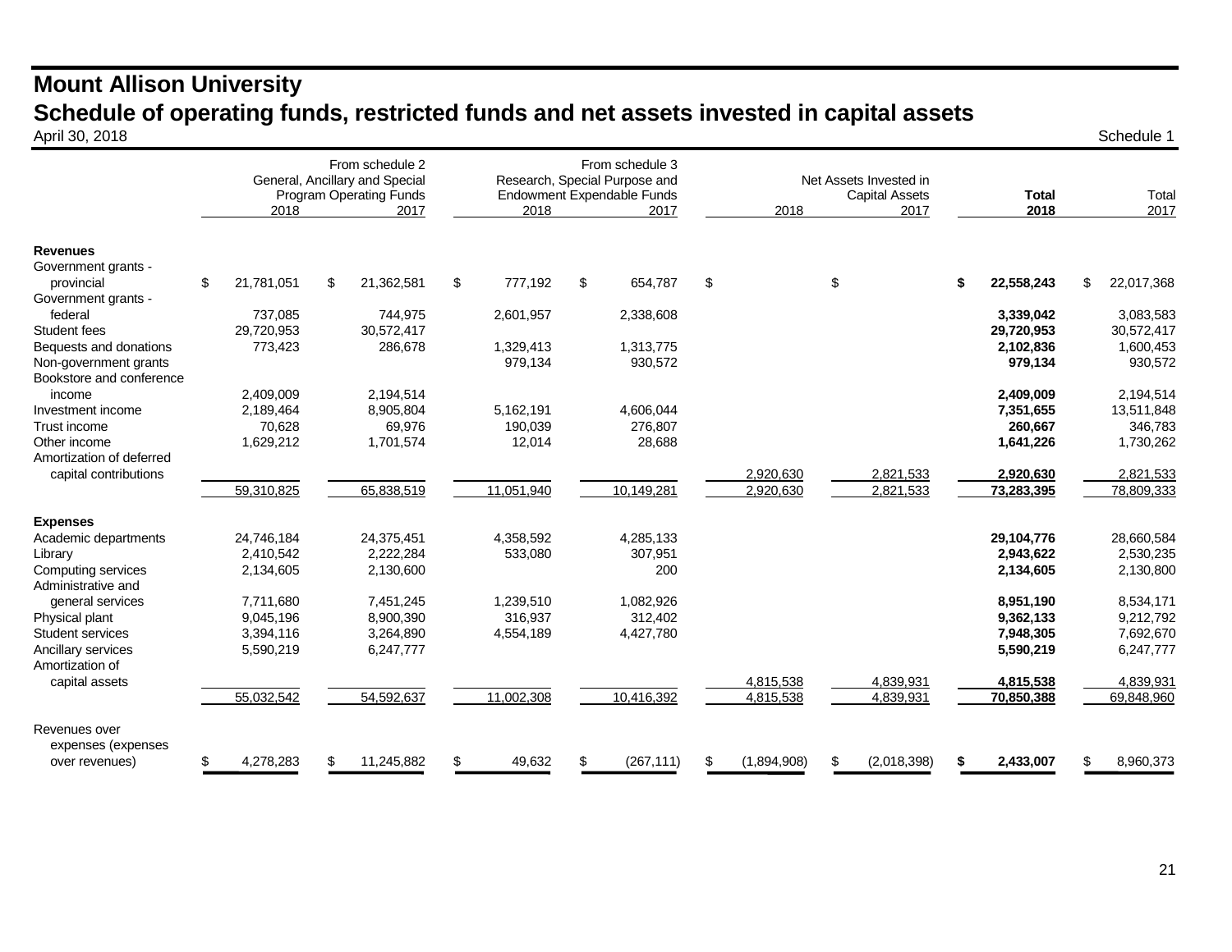# Mount Allison University

## Schedule of operating funds, restricted funds and net assets invested in capital assets

April 30, 2018

Schedule 1

| | From schedule 2 General, Ancillary and Special Program Operating Funds | | From schedule 3 Research, Special Purpose and Endowment Expendable Funds | | Net Assets Invested in Capital Assets | | **Total** | Total |
|---|---|---|---|---|---|---|---|---|
| | 2018 | 2017 | 2018 | 2017 | 2018 | 2017 | **2018** | 2017 |
| **Revenues** | | | | | | | | |
| Government grants - provincial | $ 21,781,051 | $ 21,362,581 | $ 777,192 | $ 654,787 | $ | $ | **$ 22,558,243** | $ 22,017,368 |
| Government grants - federal | 737,085 | 744,975 | 2,601,957 | 2,338,608 | | | **3,339,042** | 3,083,583 |
| Student fees | 29,720,953 | 30,572,417 | | | | | **29,720,953** | 30,572,417 |
| Bequests and donations | 773,423 | 286,678 | 1,329,413 | 1,313,775 | | | **2,102,836** | 1,600,453 |
| Non-government grants | | | 979,134 | 930,572 | | | **979,134** | 930,572 |
| Bookstore and conference income | 2,409,009 | 2,194,514 | | | | | **2,409,009** | 2,194,514 |
| Investment income | 2,189,464 | 8,905,804 | 5,162,191 | 4,606,044 | | | **7,351,655** | 13,511,848 |
| Trust income | 70,628 | 69,976 | 190,039 | 276,807 | | | **260,667** | 346,783 |
| Other income | 1,629,212 | 1,701,574 | 12,014 | 28,688 | | | **1,641,226** | 1,730,262 |
| Amortization of deferred capital contributions | | | | | 2,920,630 | 2,821,533 | **2,920,630** | 2,821,533 |
| | 59,310,825 | 65,838,519 | 11,051,940 | 10,149,281 | 2,920,630 | 2,821,533 | **73,283,395** | 78,809,333 |
| **Expenses** | | | | | | | | |
| Academic departments | 24,746,184 | 24,375,451 | 4,358,592 | 4,285,133 | | | **29,104,776** | 28,660,584 |
| Library | 2,410,542 | 2,222,284 | 533,080 | 307,951 | | | **2,943,622** | 2,530,235 |
| Computing services | 2,134,605 | 2,130,600 | | 200 | | | **2,134,605** | 2,130,800 |
| Administrative and general services | 7,711,680 | 7,451,245 | 1,239,510 | 1,082,926 | | | **8,951,190** | 8,534,171 |
| Physical plant | 9,045,196 | 8,900,390 | 316,937 | 312,402 | | | **9,362,133** | 9,212,792 |
| Student services | 3,394,116 | 3,264,890 | 4,554,189 | 4,427,780 | | | **7,948,305** | 7,692,670 |
| Ancillary services | 5,590,219 | 6,247,777 | | | | | **5,590,219** | 6,247,777 |
| Amortization of capital assets | | | | | 4,815,538 | 4,839,931 | **4,815,538** | 4,839,931 |
| | 55,032,542 | 54,592,637 | 11,002,308 | 10,416,392 | 4,815,538 | 4,839,931 | **70,850,388** | 69,848,960 |
| Revenues over expenses (expenses over revenues) | $ 4,278,283 | $ 11,245,882 | $ 49,632 | $ (267,111) | $ (1,894,908) | $ (2,018,398) | **$ 2,433,007** | $ 8,960,373 |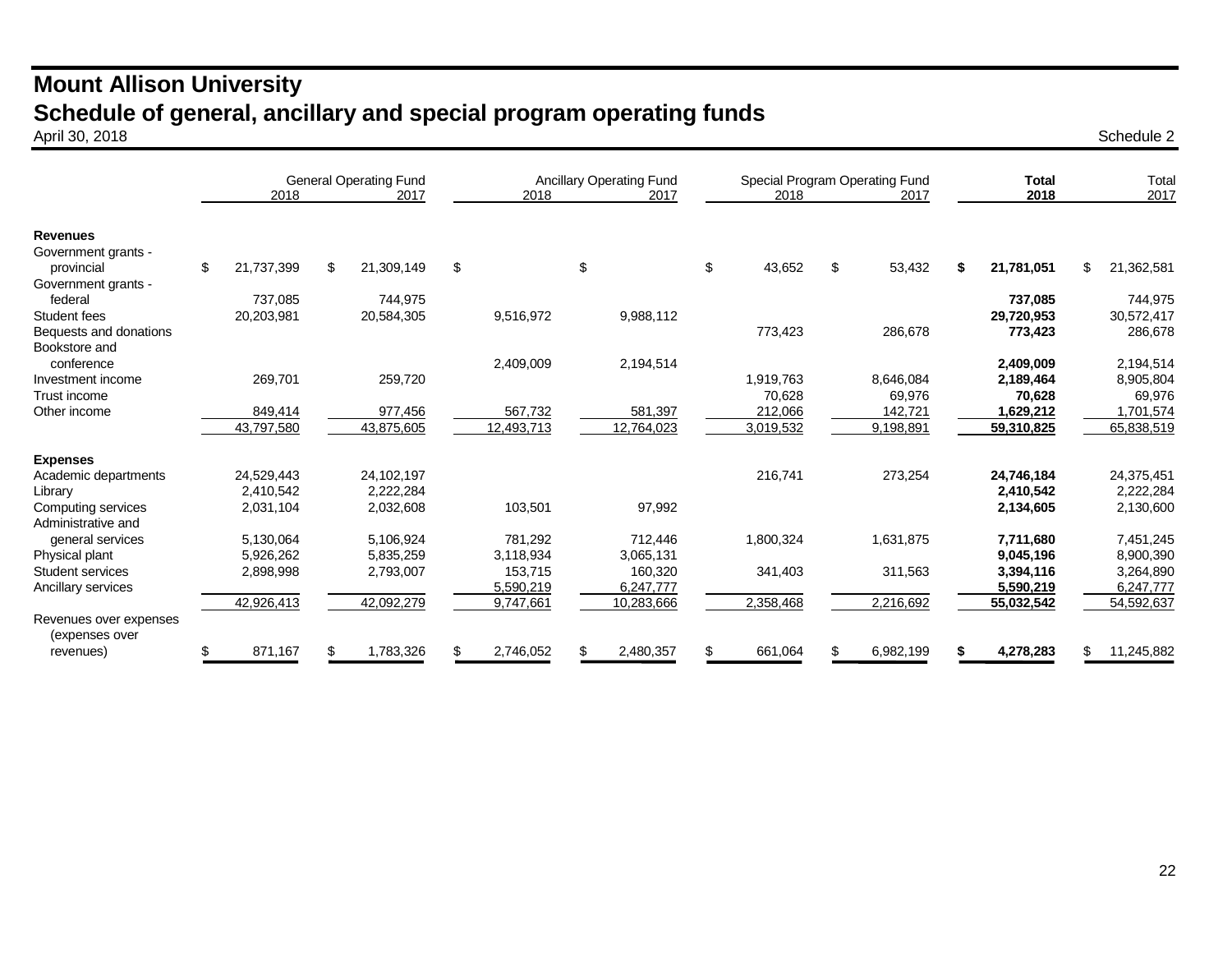# Mount Allison University

## Schedule of general, ancillary and special program operating funds

April 30, 2018

Schedule 2

| | General Operating Fund | | Ancillary Operating Fund | | Special Program Operating Fund | | **Total** | Total |
|---|---|---|---|---|---|---|---|---|
| | 2018 | 2017 | 2018 | 2017 | 2018 | 2017 | **2018** | 2017 |
| **Revenues** | | | | | | | | |
| Government grants - provincial | $ 21,737,399 | $ 21,309,149 | $ | $ | $ 43,652 | $ 53,432 | **$ 21,781,051** | $ 21,362,581 |
| Government grants - federal | 737,085 | 744,975 | | | | | **737,085** | 744,975 |
| Student fees | 20,203,981 | 20,584,305 | 9,516,972 | 9,988,112 | | | **29,720,953** | 30,572,417 |
| Bequests and donations | | | | | 773,423 | 286,678 | **773,423** | 286,678 |
| Bookstore and conference | | | 2,409,009 | 2,194,514 | | | **2,409,009** | 2,194,514 |
| Investment income | 269,701 | 259,720 | | | 1,919,763 | 8,646,084 | **2,189,464** | 8,905,804 |
| Trust income | | | | | 70,628 | 69,976 | **70,628** | 69,976 |
| Other income | 849,414 | 977,456 | 567,732 | 581,397 | 212,066 | 142,721 | **1,629,212** | 1,701,574 |
| | 43,797,580 | 43,875,605 | 12,493,713 | 12,764,023 | 3,019,532 | 9,198,891 | **59,310,825** | 65,838,519 |
| **Expenses** | | | | | | | | |
| Academic departments | 24,529,443 | 24,102,197 | | | 216,741 | 273,254 | **24,746,184** | 24,375,451 |
| Library | 2,410,542 | 2,222,284 | | | | | **2,410,542** | 2,222,284 |
| Computing services | 2,031,104 | 2,032,608 | 103,501 | 97,992 | | | **2,134,605** | 2,130,600 |
| Administrative and general services | 5,130,064 | 5,106,924 | 781,292 | 712,446 | 1,800,324 | 1,631,875 | **7,711,680** | 7,451,245 |
| Physical plant | 5,926,262 | 5,835,259 | 3,118,934 | 3,065,131 | | | **9,045,196** | 8,900,390 |
| Student services | 2,898,998 | 2,793,007 | 153,715 | 160,320 | 341,403 | 311,563 | **3,394,116** | 3,264,890 |
| Ancillary services | | | 5,590,219 | 6,247,777 | | | **5,590,219** | 6,247,777 |
| | 42,926,413 | 42,092,279 | 9,747,661 | 10,283,666 | 2,358,468 | 2,216,692 | **55,032,542** | 54,592,637 |
| Revenues over expenses (expenses over revenues) | $ 871,167 | $ 1,783,326 | $ 2,746,052 | $ 2,480,357 | $ 661,064 | $ 6,982,199 | **$ 4,278,283** | $ 11,245,882 |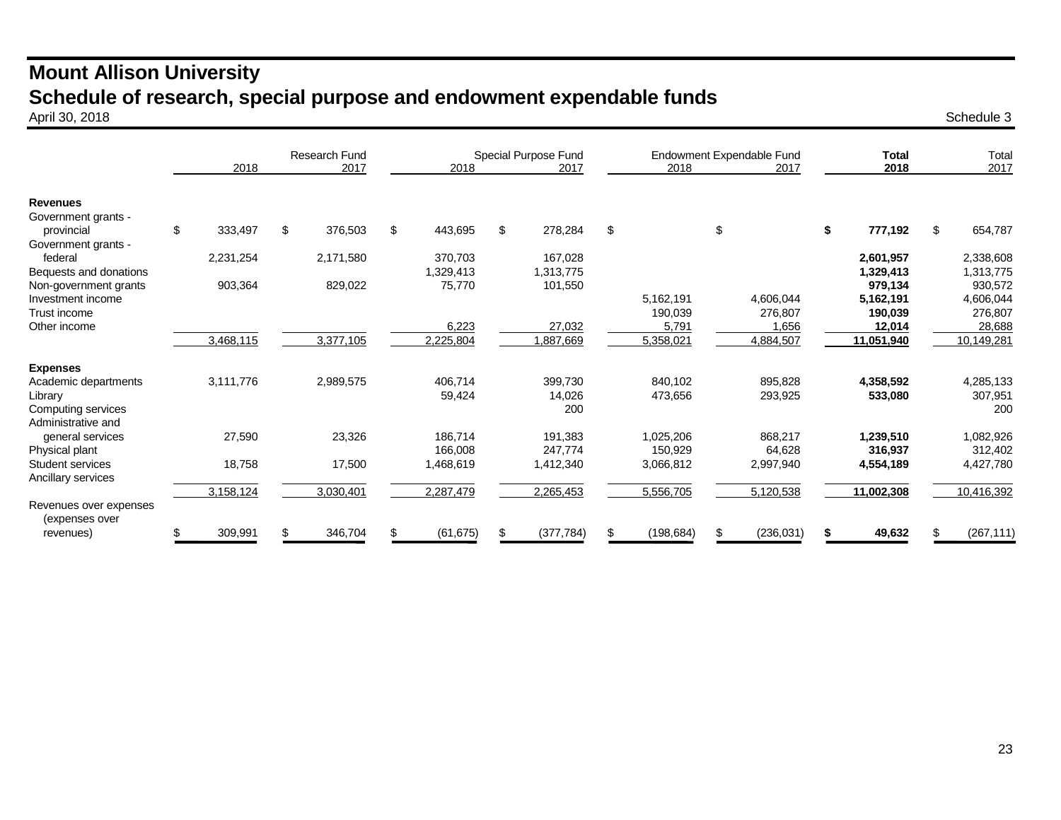# Mount Allison University

## Schedule of research, special purpose and endowment expendable funds

April 30, 2018

Schedule 3

| | Research Fund | | Special Purpose Fund | | Endowment Expendable Fund | | **Total** | Total |
|---|---|---|---|---|---|---|---|---|
| | 2018 | 2017 | 2018 | 2017 | 2018 | 2017 | **2018** | 2017 |
| **Revenues** | | | | | | | | |
| Government grants - provincial | $ 333,497 | $ 376,503 | $ 443,695 | $ 278,284 | $ | $ | **$ 777,192** | $ 654,787 |
| Government grants - federal | 2,231,254 | 2,171,580 | 370,703 | 167,028 | | | **2,601,957** | 2,338,608 |
| Bequests and donations | | | 1,329,413 | 1,313,775 | | | **1,329,413** | 1,313,775 |
| Non-government grants | 903,364 | 829,022 | 75,770 | 101,550 | | | **979,134** | 930,572 |
| Investment income | | | | | 5,162,191 | 4,606,044 | **5,162,191** | 4,606,044 |
| Trust income | | | | | 190,039 | 276,807 | **190,039** | 276,807 |
| Other income | | | 6,223 | 27,032 | 5,791 | 1,656 | **12,014** | 28,688 |
| | 3,468,115 | 3,377,105 | 2,225,804 | 1,887,669 | 5,358,021 | 4,884,507 | **11,051,940** | 10,149,281 |
| **Expenses** | | | | | | | | |
| Academic departments | 3,111,776 | 2,989,575 | 406,714 | 399,730 | 840,102 | 895,828 | **4,358,592** | 4,285,133 |
| Library | | | 59,424 | 14,026 | 473,656 | 293,925 | **533,080** | 307,951 |
| Computing services | | | | 200 | | | | 200 |
| Administrative and general services | 27,590 | 23,326 | 186,714 | 191,383 | 1,025,206 | 868,217 | **1,239,510** | 1,082,926 |
| Physical plant | | | 166,008 | 247,774 | 150,929 | 64,628 | **316,937** | 312,402 |
| Student services | 18,758 | 17,500 | 1,468,619 | 1,412,340 | 3,066,812 | 2,997,940 | **4,554,189** | 4,427,780 |
| Ancillary services | | | | | | | | |
| | 3,158,124 | 3,030,401 | 2,287,479 | 2,265,453 | 5,556,705 | 5,120,538 | **11,002,308** | 10,416,392 |
| Revenues over expenses (expenses over revenues) | $ 309,991 | $ 346,704 | $ (61,675) | $ (377,784) | $ (198,684) | $ (236,031) | **$ 49,632** | $ (267,111) |